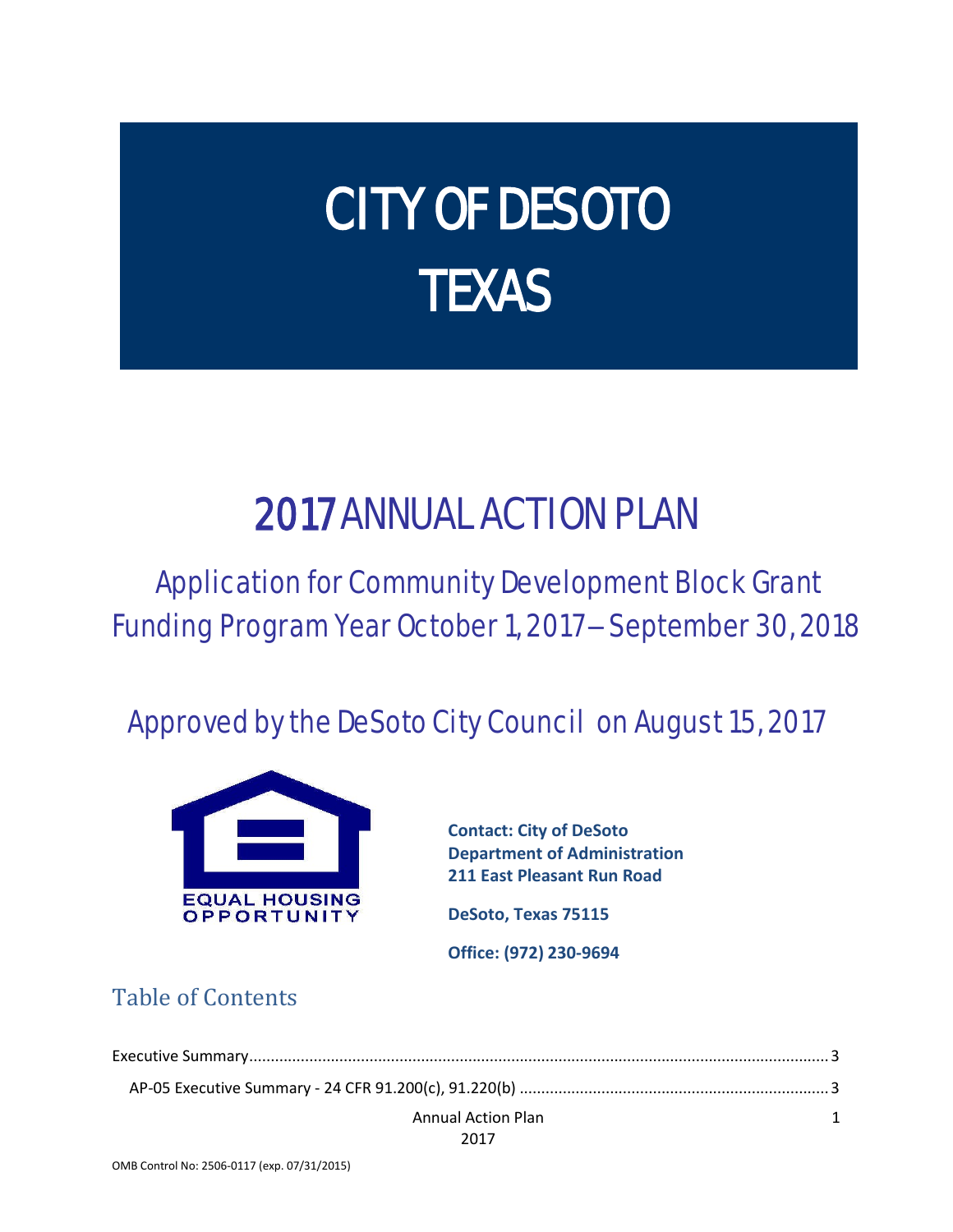# CITY OF DESOTO TEXAS

# 2017 ANNUAL ACTION PLAN

## Application for Community Development Block Grant Funding Program Year October 1, 2017 – September 30, 2018

## Approved by the DeSoto City Council on August 15, 2017

EQUAL HOUSING OPPORTUNITY

**Contact: City of DeSoto**
**Department of Administration**
**211 East Pleasant Run Road**

**DeSoto, Texas 75115**

**Office: (972) 230-9694**

## Table of Contents

Executive Summary....................................................................................................................3

AP-05 Executive Summary - 24 CFR 91.200(c), 91.220(b) ......................................................................3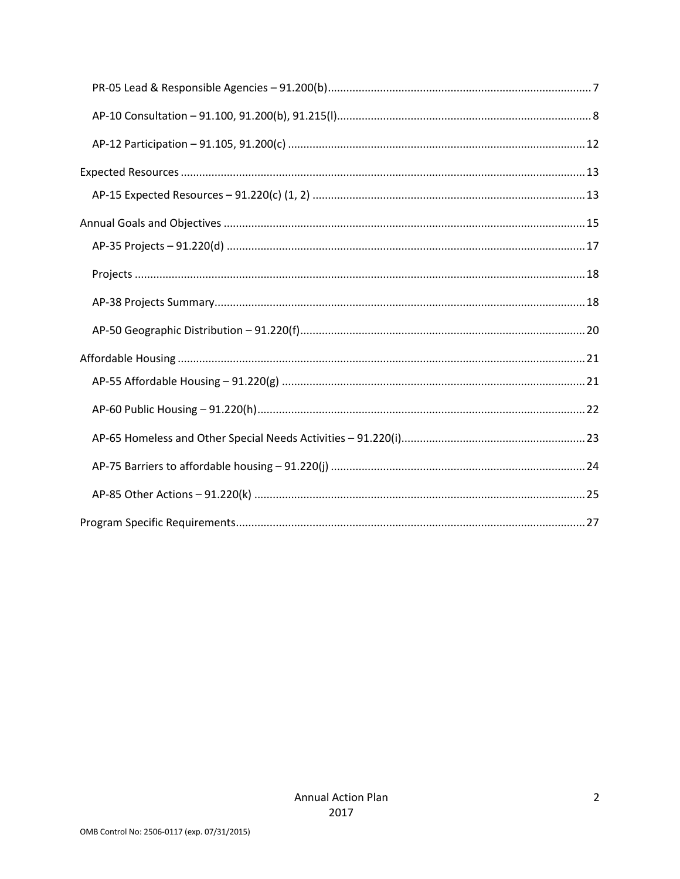PR-05 Lead & Responsible Agencies – 91.200(b) .......... 7

AP-10 Consultation – 91.100, 91.200(b), 91.215(l) .......... 8

AP-12 Participation – 91.105, 91.200(c) .......... 12

Expected Resources .......... 13

AP-15 Expected Resources – 91.220(c) (1, 2) .......... 13

Annual Goals and Objectives .......... 15

AP-35 Projects – 91.220(d) .......... 17

Projects .......... 18

AP-38 Projects Summary .......... 18

AP-50 Geographic Distribution – 91.220(f) .......... 20

Affordable Housing .......... 21

AP-55 Affordable Housing – 91.220(g) .......... 21

AP-60 Public Housing – 91.220(h) .......... 22

AP-65 Homeless and Other Special Needs Activities – 91.220(i) .......... 23

AP-75 Barriers to affordable housing – 91.220(j) .......... 24

AP-85 Other Actions – 91.220(k) .......... 25

Program Specific Requirements .......... 27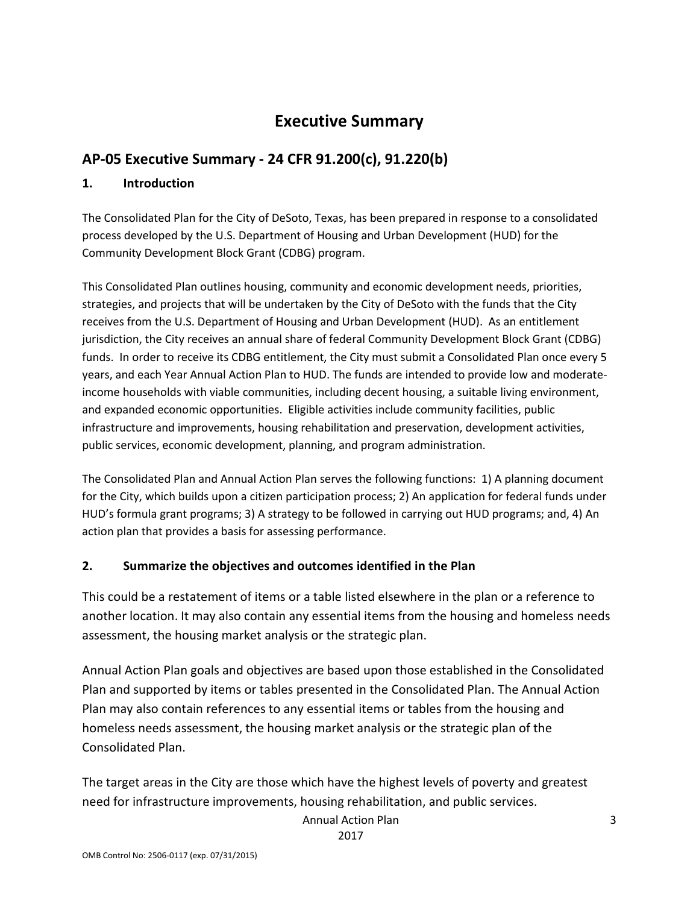# Executive Summary

## AP-05 Executive Summary - 24 CFR 91.200(c), 91.220(b)

### 1. Introduction

The Consolidated Plan for the City of DeSoto, Texas, has been prepared in response to a consolidated process developed by the U.S. Department of Housing and Urban Development (HUD) for the Community Development Block Grant (CDBG) program.

This Consolidated Plan outlines housing, community and economic development needs, priorities, strategies, and projects that will be undertaken by the City of DeSoto with the funds that the City receives from the U.S. Department of Housing and Urban Development (HUD). As an entitlement jurisdiction, the City receives an annual share of federal Community Development Block Grant (CDBG) funds. In order to receive its CDBG entitlement, the City must submit a Consolidated Plan once every 5 years, and each Year Annual Action Plan to HUD. The funds are intended to provide low and moderate-income households with viable communities, including decent housing, a suitable living environment, and expanded economic opportunities. Eligible activities include community facilities, public infrastructure and improvements, housing rehabilitation and preservation, development activities, public services, economic development, planning, and program administration.

The Consolidated Plan and Annual Action Plan serves the following functions: 1) A planning document for the City, which builds upon a citizen participation process; 2) An application for federal funds under HUD's formula grant programs; 3) A strategy to be followed in carrying out HUD programs; and, 4) An action plan that provides a basis for assessing performance.

### 2. Summarize the objectives and outcomes identified in the Plan

This could be a restatement of items or a table listed elsewhere in the plan or a reference to another location. It may also contain any essential items from the housing and homeless needs assessment, the housing market analysis or the strategic plan.

Annual Action Plan goals and objectives are based upon those established in the Consolidated Plan and supported by items or tables presented in the Consolidated Plan. The Annual Action Plan may also contain references to any essential items or tables from the housing and homeless needs assessment, the housing market analysis or the strategic plan of the Consolidated Plan.

The target areas in the City are those which have the highest levels of poverty and greatest need for infrastructure improvements, housing rehabilitation, and public services.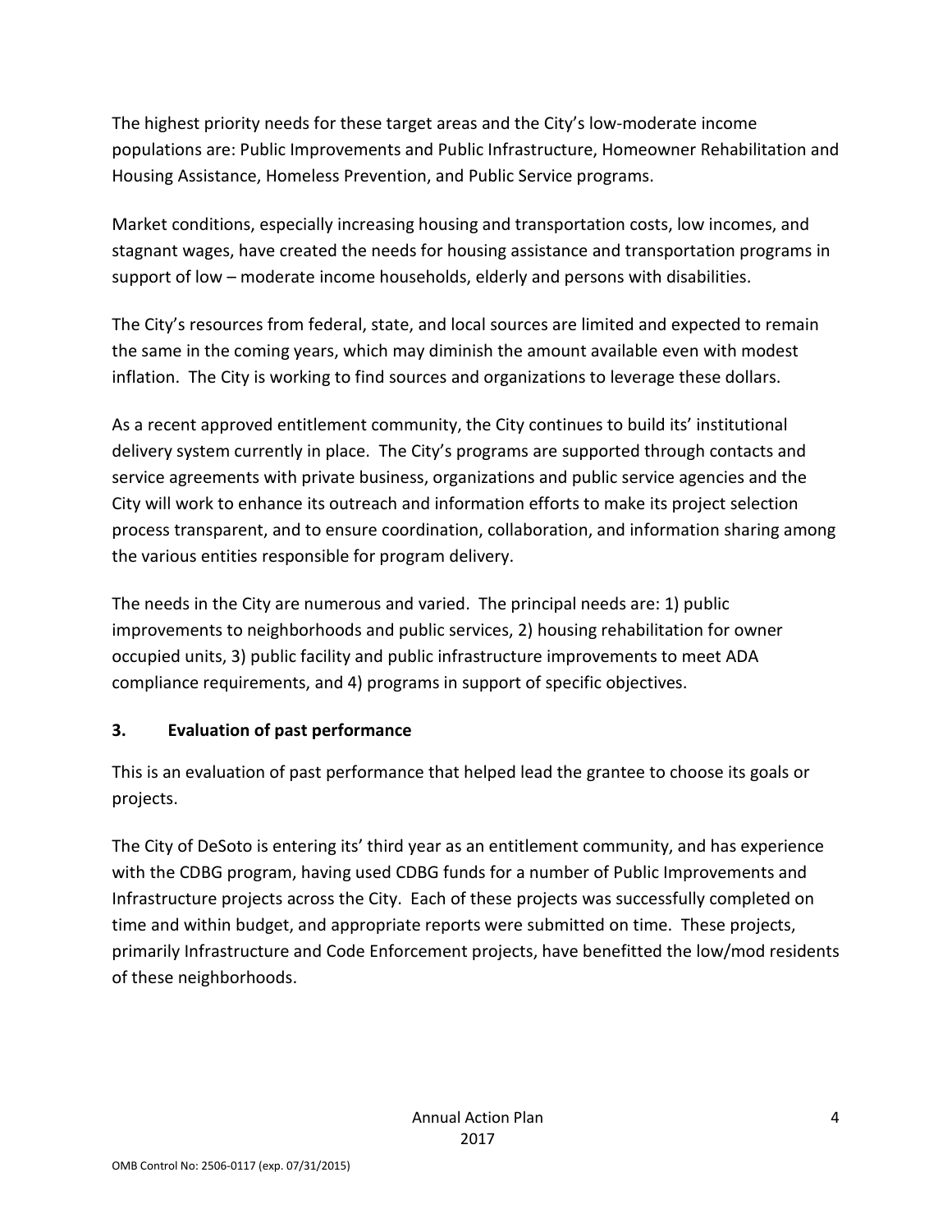The highest priority needs for these target areas and the City's low-moderate income populations are: Public Improvements and Public Infrastructure, Homeowner Rehabilitation and Housing Assistance, Homeless Prevention, and Public Service programs.

Market conditions, especially increasing housing and transportation costs, low incomes, and stagnant wages, have created the needs for housing assistance and transportation programs in support of low – moderate income households, elderly and persons with disabilities.

The City's resources from federal, state, and local sources are limited and expected to remain the same in the coming years, which may diminish the amount available even with modest inflation. The City is working to find sources and organizations to leverage these dollars.

As a recent approved entitlement community, the City continues to build its' institutional delivery system currently in place. The City's programs are supported through contacts and service agreements with private business, organizations and public service agencies and the City will work to enhance its outreach and information efforts to make its project selection process transparent, and to ensure coordination, collaboration, and information sharing among the various entities responsible for program delivery.

The needs in the City are numerous and varied. The principal needs are: 1) public improvements to neighborhoods and public services, 2) housing rehabilitation for owner occupied units, 3) public facility and public infrastructure improvements to meet ADA compliance requirements, and 4) programs in support of specific objectives.

### 3. Evaluation of past performance

This is an evaluation of past performance that helped lead the grantee to choose its goals or projects.

The City of DeSoto is entering its' third year as an entitlement community, and has experience with the CDBG program, having used CDBG funds for a number of Public Improvements and Infrastructure projects across the City. Each of these projects was successfully completed on time and within budget, and appropriate reports were submitted on time. These projects, primarily Infrastructure and Code Enforcement projects, have benefitted the low/mod residents of these neighborhoods.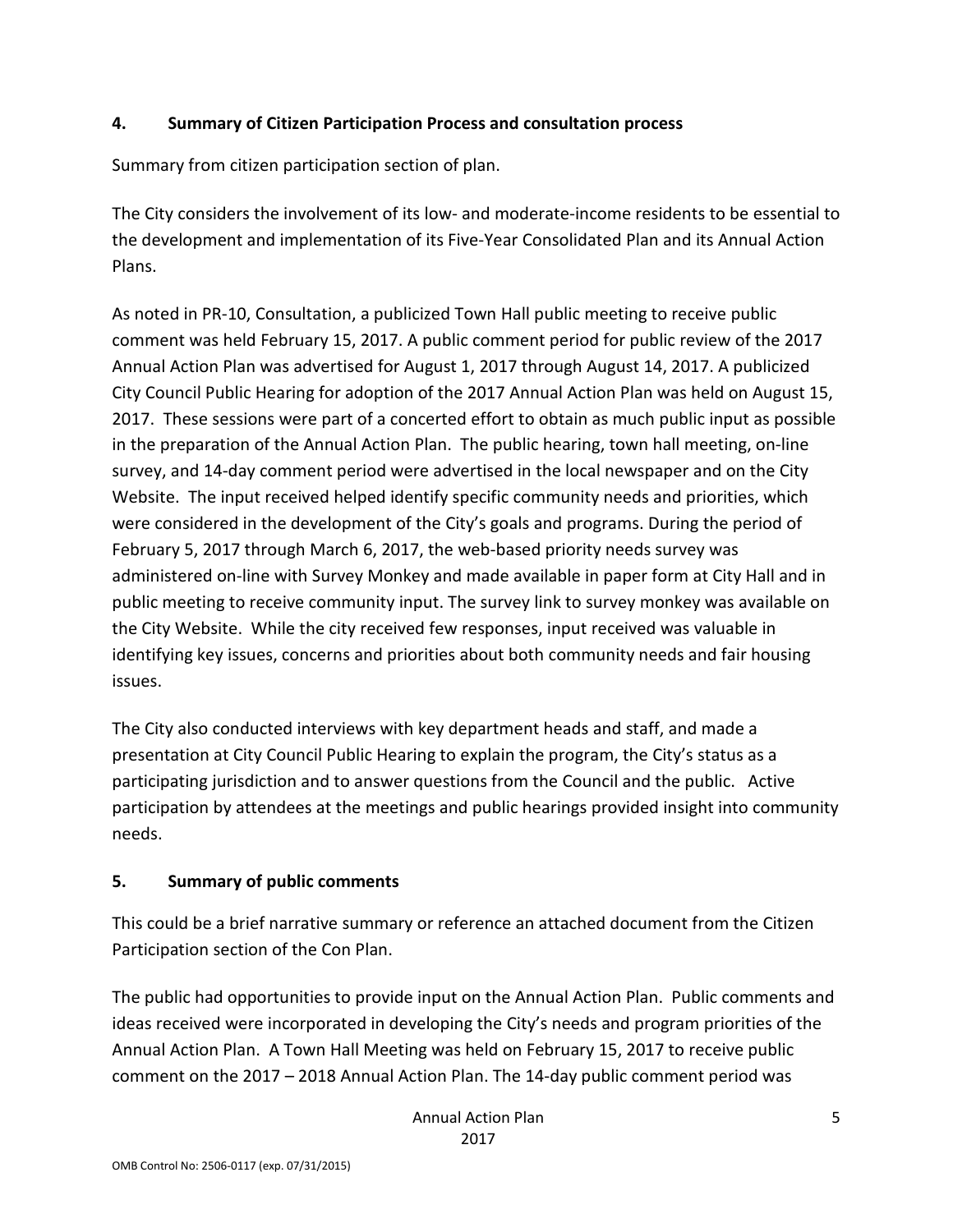### 4. Summary of Citizen Participation Process and consultation process

Summary from citizen participation section of plan.

The City considers the involvement of its low- and moderate-income residents to be essential to the development and implementation of its Five-Year Consolidated Plan and its Annual Action Plans.

As noted in PR-10, Consultation, a publicized Town Hall public meeting to receive public comment was held February 15, 2017. A public comment period for public review of the 2017 Annual Action Plan was advertised for August 1, 2017 through August 14, 2017. A publicized City Council Public Hearing for adoption of the 2017 Annual Action Plan was held on August 15, 2017. These sessions were part of a concerted effort to obtain as much public input as possible in the preparation of the Annual Action Plan. The public hearing, town hall meeting, on-line survey, and 14-day comment period were advertised in the local newspaper and on the City Website. The input received helped identify specific community needs and priorities, which were considered in the development of the City's goals and programs. During the period of February 5, 2017 through March 6, 2017, the web-based priority needs survey was administered on-line with Survey Monkey and made available in paper form at City Hall and in public meeting to receive community input. The survey link to survey monkey was available on the City Website. While the city received few responses, input received was valuable in identifying key issues, concerns and priorities about both community needs and fair housing issues.

The City also conducted interviews with key department heads and staff, and made a presentation at City Council Public Hearing to explain the program, the City's status as a participating jurisdiction and to answer questions from the Council and the public. Active participation by attendees at the meetings and public hearings provided insight into community needs.

### 5. Summary of public comments

This could be a brief narrative summary or reference an attached document from the Citizen Participation section of the Con Plan.

The public had opportunities to provide input on the Annual Action Plan. Public comments and ideas received were incorporated in developing the City's needs and program priorities of the Annual Action Plan. A Town Hall Meeting was held on February 15, 2017 to receive public comment on the 2017 – 2018 Annual Action Plan. The 14-day public comment period was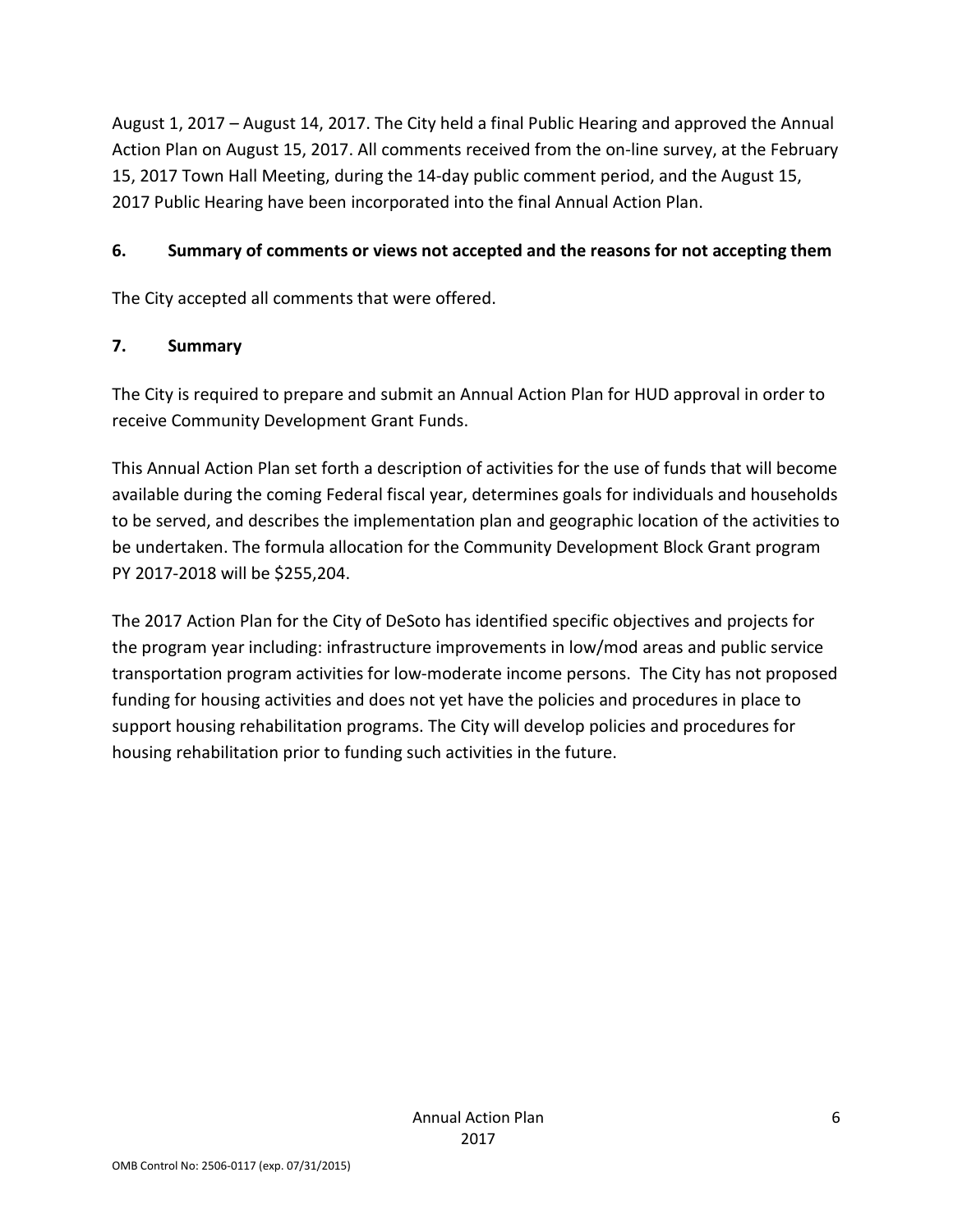August 1, 2017 – August 14, 2017. The City held a final Public Hearing and approved the Annual Action Plan on August 15, 2017. All comments received from the on-line survey, at the February 15, 2017 Town Hall Meeting, during the 14-day public comment period, and the August 15, 2017 Public Hearing have been incorporated into the final Annual Action Plan.

**6. Summary of comments or views not accepted and the reasons for not accepting them**

The City accepted all comments that were offered.

**7. Summary**

The City is required to prepare and submit an Annual Action Plan for HUD approval in order to receive Community Development Grant Funds.

This Annual Action Plan set forth a description of activities for the use of funds that will become available during the coming Federal fiscal year, determines goals for individuals and households to be served, and describes the implementation plan and geographic location of the activities to be undertaken. The formula allocation for the Community Development Block Grant program PY 2017-2018 will be $255,204.

The 2017 Action Plan for the City of DeSoto has identified specific objectives and projects for the program year including: infrastructure improvements in low/mod areas and public service transportation program activities for low-moderate income persons. The City has not proposed funding for housing activities and does not yet have the policies and procedures in place to support housing rehabilitation programs. The City will develop policies and procedures for housing rehabilitation prior to funding such activities in the future.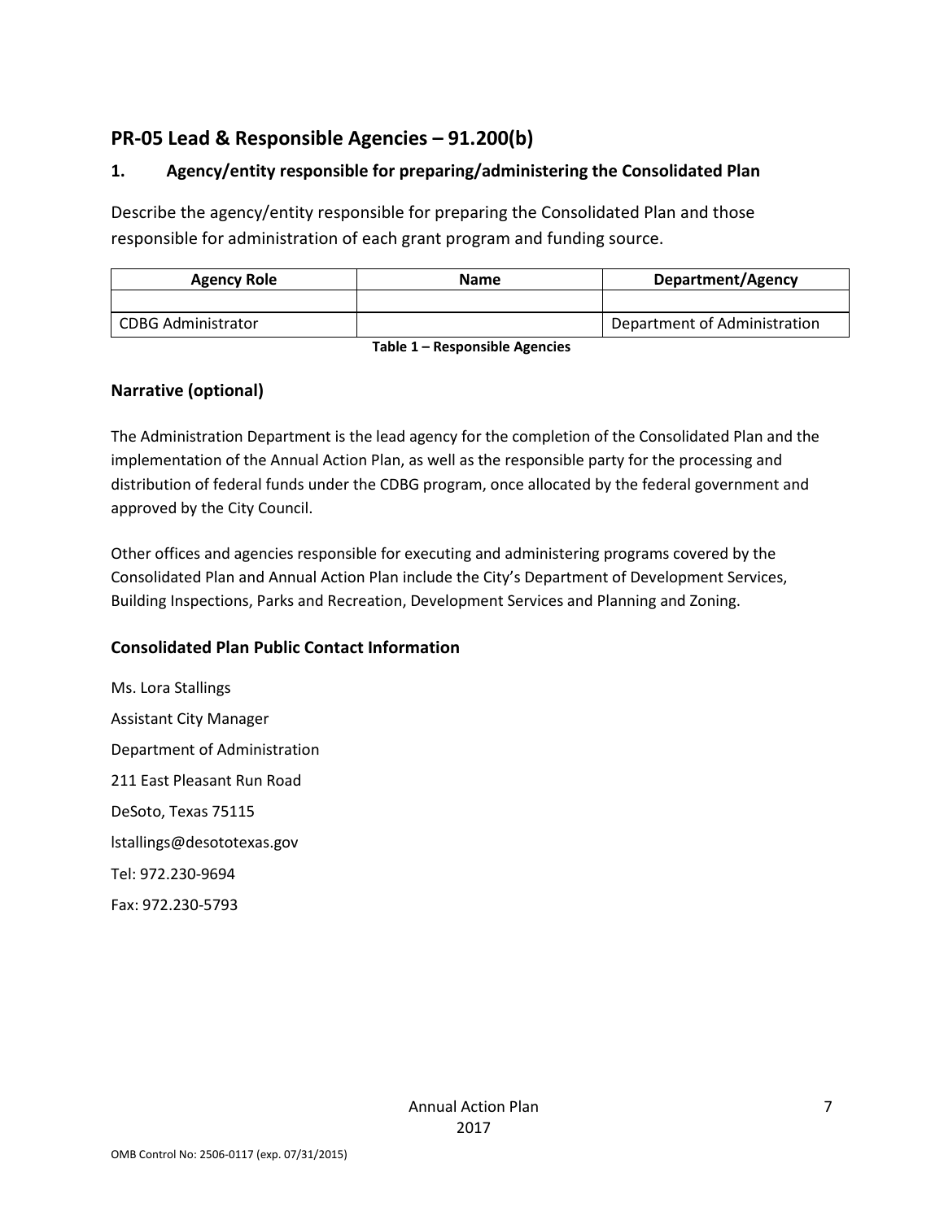## PR-05 Lead & Responsible Agencies – 91.200(b)

### 1. Agency/entity responsible for preparing/administering the Consolidated Plan

Describe the agency/entity responsible for preparing the Consolidated Plan and those responsible for administration of each grant program and funding source.

| Agency Role | Name | Department/Agency |
|---|---|---|
| | | |
| CDBG Administrator | | Department of Administration |

**Table 1 – Responsible Agencies**

### Narrative (optional)

The Administration Department is the lead agency for the completion of the Consolidated Plan and the implementation of the Annual Action Plan, as well as the responsible party for the processing and distribution of federal funds under the CDBG program, once allocated by the federal government and approved by the City Council.

Other offices and agencies responsible for executing and administering programs covered by the Consolidated Plan and Annual Action Plan include the City's Department of Development Services, Building Inspections, Parks and Recreation, Development Services and Planning and Zoning.

### Consolidated Plan Public Contact Information

Ms. Lora Stallings

Assistant City Manager

Department of Administration

211 East Pleasant Run Road

DeSoto, Texas 75115

lstallings@desototexas.gov

Tel: 972.230-9694

Fax: 972.230-5793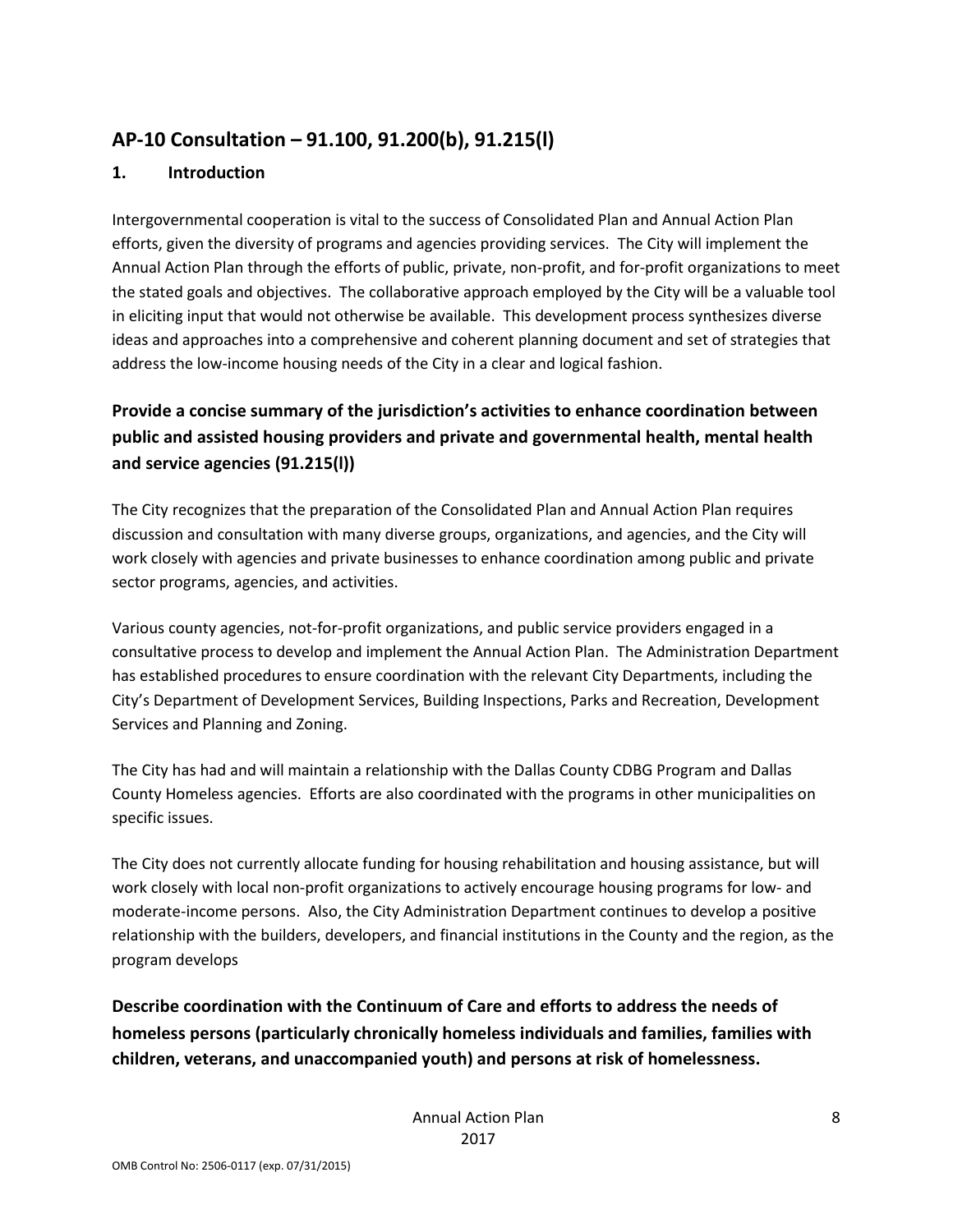## AP-10 Consultation – 91.100, 91.200(b), 91.215(l)

### 1. Introduction

Intergovernmental cooperation is vital to the success of Consolidated Plan and Annual Action Plan efforts, given the diversity of programs and agencies providing services. The City will implement the Annual Action Plan through the efforts of public, private, non-profit, and for-profit organizations to meet the stated goals and objectives. The collaborative approach employed by the City will be a valuable tool in eliciting input that would not otherwise be available. This development process synthesizes diverse ideas and approaches into a comprehensive and coherent planning document and set of strategies that address the low-income housing needs of the City in a clear and logical fashion.

### Provide a concise summary of the jurisdiction's activities to enhance coordination between public and assisted housing providers and private and governmental health, mental health and service agencies (91.215(l))

The City recognizes that the preparation of the Consolidated Plan and Annual Action Plan requires discussion and consultation with many diverse groups, organizations, and agencies, and the City will work closely with agencies and private businesses to enhance coordination among public and private sector programs, agencies, and activities.

Various county agencies, not-for-profit organizations, and public service providers engaged in a consultative process to develop and implement the Annual Action Plan. The Administration Department has established procedures to ensure coordination with the relevant City Departments, including the City's Department of Development Services, Building Inspections, Parks and Recreation, Development Services and Planning and Zoning.

The City has had and will maintain a relationship with the Dallas County CDBG Program and Dallas County Homeless agencies. Efforts are also coordinated with the programs in other municipalities on specific issues.

The City does not currently allocate funding for housing rehabilitation and housing assistance, but will work closely with local non-profit organizations to actively encourage housing programs for low- and moderate-income persons. Also, the City Administration Department continues to develop a positive relationship with the builders, developers, and financial institutions in the County and the region, as the program develops

### Describe coordination with the Continuum of Care and efforts to address the needs of homeless persons (particularly chronically homeless individuals and families, families with children, veterans, and unaccompanied youth) and persons at risk of homelessness.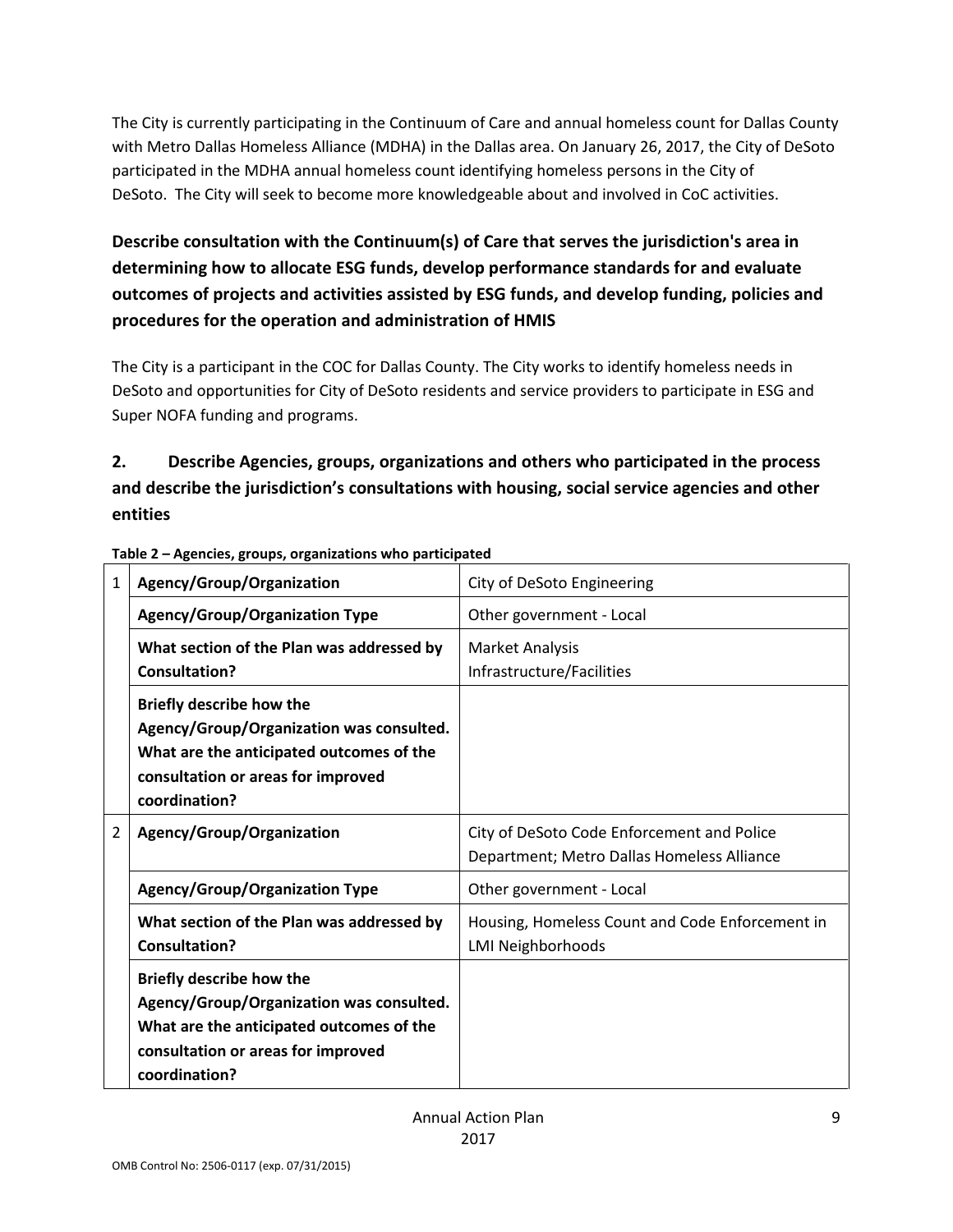The City is currently participating in the Continuum of Care and annual homeless count for Dallas County with Metro Dallas Homeless Alliance (MDHA) in the Dallas area. On January 26, 2017, the City of DeSoto participated in the MDHA annual homeless count identifying homeless persons in the City of DeSoto. The City will seek to become more knowledgeable about and involved in CoC activities.

### Describe consultation with the Continuum(s) of Care that serves the jurisdiction's area in determining how to allocate ESG funds, develop performance standards for and evaluate outcomes of projects and activities assisted by ESG funds, and develop funding, policies and procedures for the operation and administration of HMIS

The City is a participant in the COC for Dallas County. The City works to identify homeless needs in DeSoto and opportunities for City of DeSoto residents and service providers to participate in ESG and Super NOFA funding and programs.

### 2. Describe Agencies, groups, organizations and others who participated in the process and describe the jurisdiction's consultations with housing, social service agencies and other entities

**Table 2 – Agencies, groups, organizations who participated**

| | | |
|---|---|---|
| 1 | **Agency/Group/Organization** | City of DeSoto Engineering |
| | **Agency/Group/Organization Type** | Other government - Local |
| | **What section of the Plan was addressed by Consultation?** | Market Analysis<br>Infrastructure/Facilities |
| | **Briefly describe how the Agency/Group/Organization was consulted. What are the anticipated outcomes of the consultation or areas for improved coordination?** | |
| 2 | **Agency/Group/Organization** | City of DeSoto Code Enforcement and Police Department; Metro Dallas Homeless Alliance |
| | **Agency/Group/Organization Type** | Other government - Local |
| | **What section of the Plan was addressed by Consultation?** | Housing, Homeless Count and Code Enforcement in LMI Neighborhoods |
| | **Briefly describe how the Agency/Group/Organization was consulted. What are the anticipated outcomes of the consultation or areas for improved coordination?** | |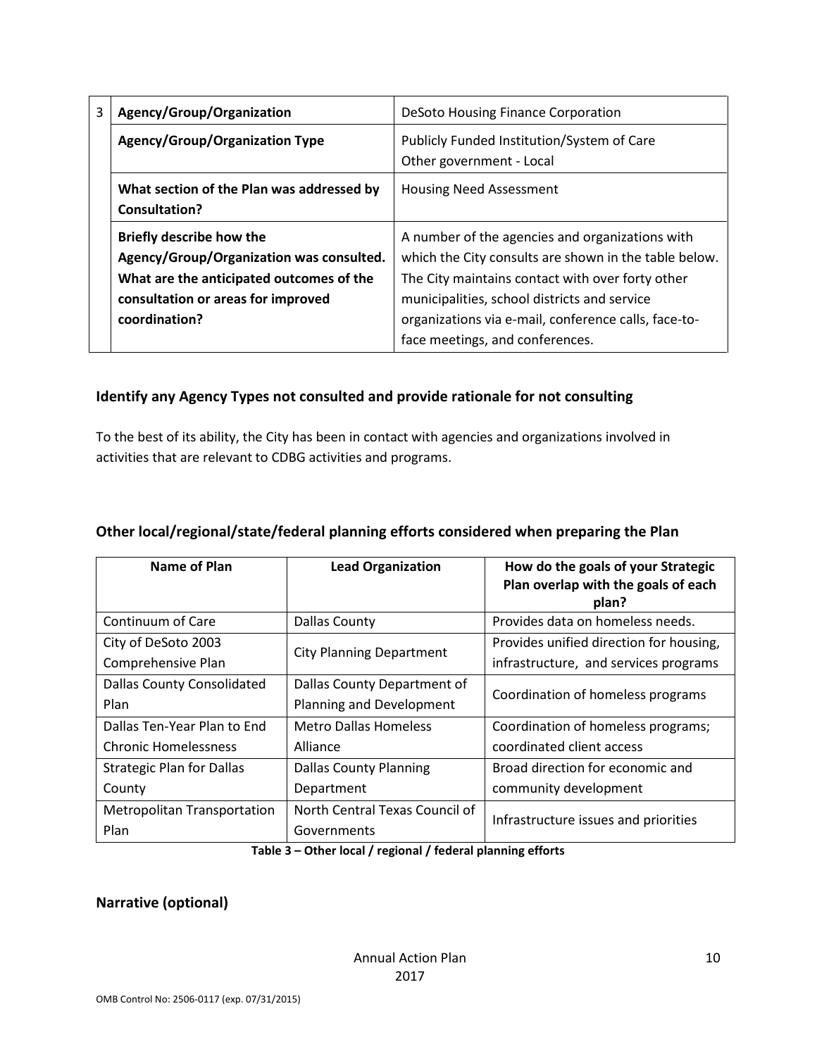| 3 | Agency/Group/Organization | DeSoto Housing Finance Corporation |
|---|---|---|
| | **Agency/Group/Organization Type** | Publicly Funded Institution/System of Care<br>Other government - Local |
| | **What section of the Plan was addressed by Consultation?** | Housing Need Assessment |
| | **Briefly describe how the Agency/Group/Organization was consulted. What are the anticipated outcomes of the consultation or areas for improved coordination?** | A number of the agencies and organizations with which the City consults are shown in the table below. The City maintains contact with over forty other municipalities, school districts and service organizations via e-mail, conference calls, face-to-face meetings, and conferences. |

## Identify any Agency Types not consulted and provide rationale for not consulting

To the best of its ability, the City has been in contact with agencies and organizations involved in activities that are relevant to CDBG activities and programs.

## Other local/regional/state/federal planning efforts considered when preparing the Plan

| Name of Plan | Lead Organization | How do the goals of your Strategic Plan overlap with the goals of each plan? |
|---|---|---|
| Continuum of Care | Dallas County | Provides data on homeless needs. |
| City of DeSoto 2003 Comprehensive Plan | City Planning Department | Provides unified direction for housing, infrastructure, and services programs |
| Dallas County Consolidated Plan | Dallas County Department of Planning and Development | Coordination of homeless programs |
| Dallas Ten-Year Plan to End Chronic Homelessness | Metro Dallas Homeless Alliance | Coordination of homeless programs; coordinated client access |
| Strategic Plan for Dallas County | Dallas County Planning Department | Broad direction for economic and community development |
| Metropolitan Transportation Plan | North Central Texas Council of Governments | Infrastructure issues and priorities |

**Table 3 – Other local / regional / federal planning efforts**

## Narrative (optional)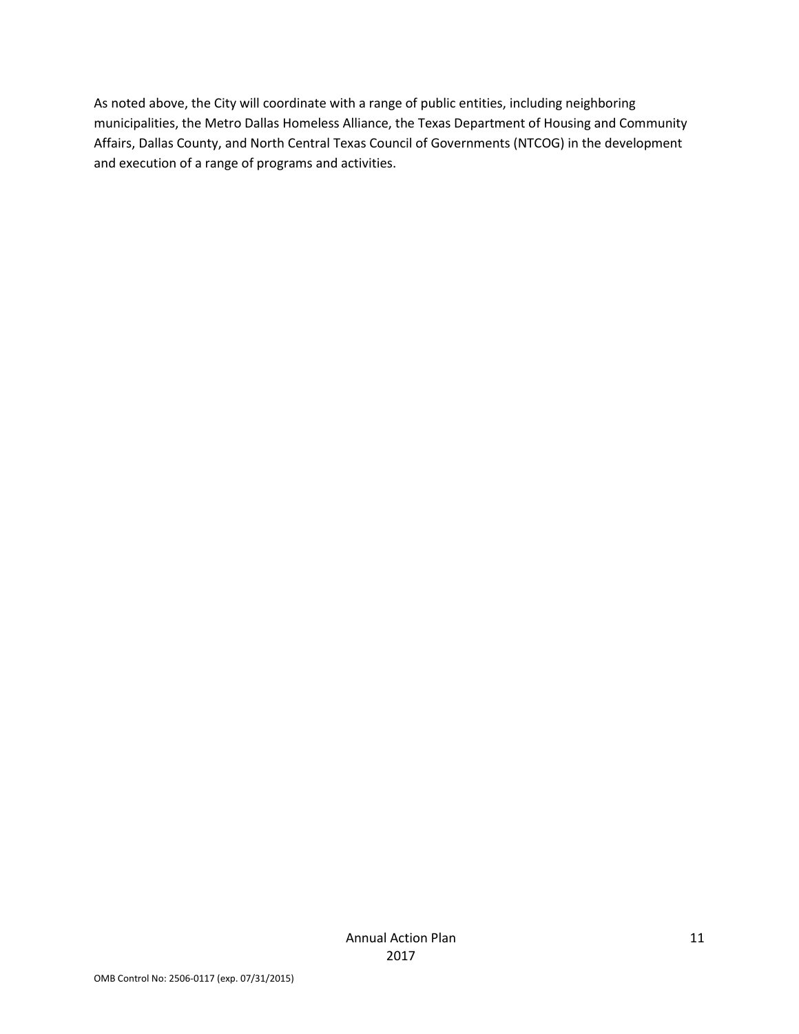As noted above, the City will coordinate with a range of public entities, including neighboring municipalities, the Metro Dallas Homeless Alliance, the Texas Department of Housing and Community Affairs, Dallas County, and North Central Texas Council of Governments (NTCOG) in the development and execution of a range of programs and activities.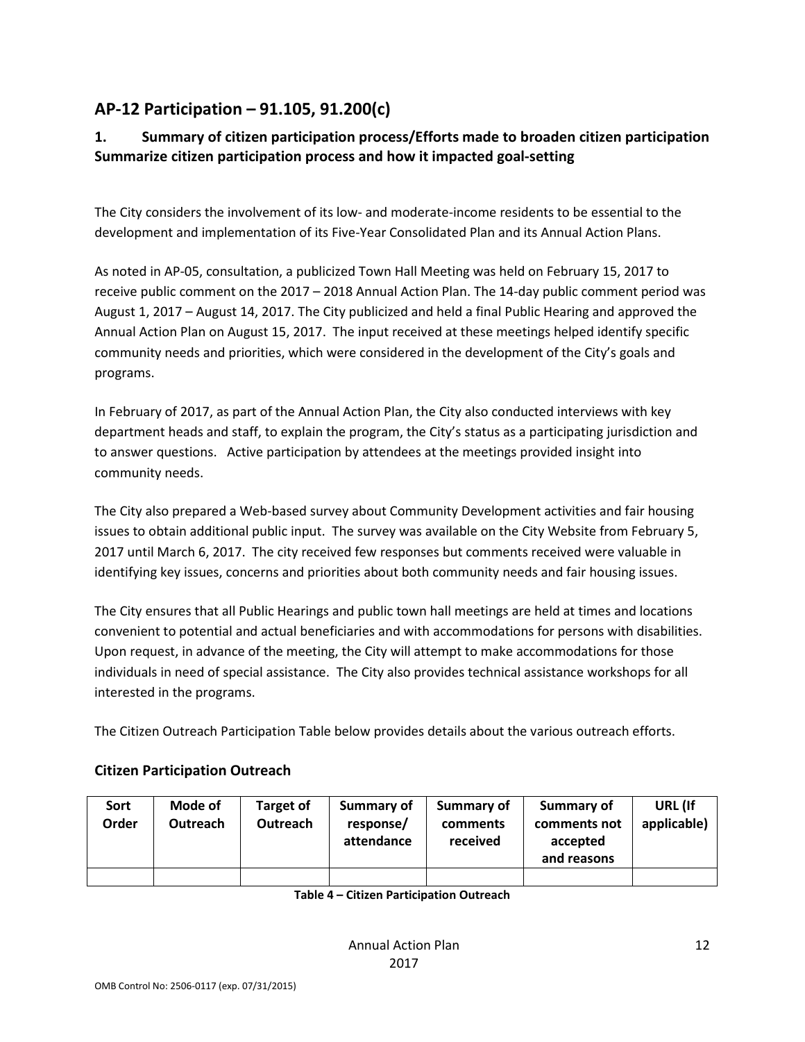## AP-12 Participation – 91.105, 91.200(c)

### 1. Summary of citizen participation process/Efforts made to broaden citizen participation Summarize citizen participation process and how it impacted goal-setting

The City considers the involvement of its low- and moderate-income residents to be essential to the development and implementation of its Five-Year Consolidated Plan and its Annual Action Plans.

As noted in AP-05, consultation, a publicized Town Hall Meeting was held on February 15, 2017 to receive public comment on the 2017 – 2018 Annual Action Plan. The 14-day public comment period was August 1, 2017 – August 14, 2017. The City publicized and held a final Public Hearing and approved the Annual Action Plan on August 15, 2017. The input received at these meetings helped identify specific community needs and priorities, which were considered in the development of the City's goals and programs.

In February of 2017, as part of the Annual Action Plan, the City also conducted interviews with key department heads and staff, to explain the program, the City's status as a participating jurisdiction and to answer questions. Active participation by attendees at the meetings provided insight into community needs.

The City also prepared a Web-based survey about Community Development activities and fair housing issues to obtain additional public input. The survey was available on the City Website from February 5, 2017 until March 6, 2017. The city received few responses but comments received were valuable in identifying key issues, concerns and priorities about both community needs and fair housing issues.

The City ensures that all Public Hearings and public town hall meetings are held at times and locations convenient to potential and actual beneficiaries and with accommodations for persons with disabilities. Upon request, in advance of the meeting, the City will attempt to make accommodations for those individuals in need of special assistance. The City also provides technical assistance workshops for all interested in the programs.

The Citizen Outreach Participation Table below provides details about the various outreach efforts.

### Citizen Participation Outreach

| Sort Order | Mode of Outreach | Target of Outreach | Summary of response/ attendance | Summary of comments received | Summary of comments not accepted and reasons | URL (If applicable) |
|---|---|---|---|---|---|---|
| | | | | | | |

**Table 4 – Citizen Participation Outreach**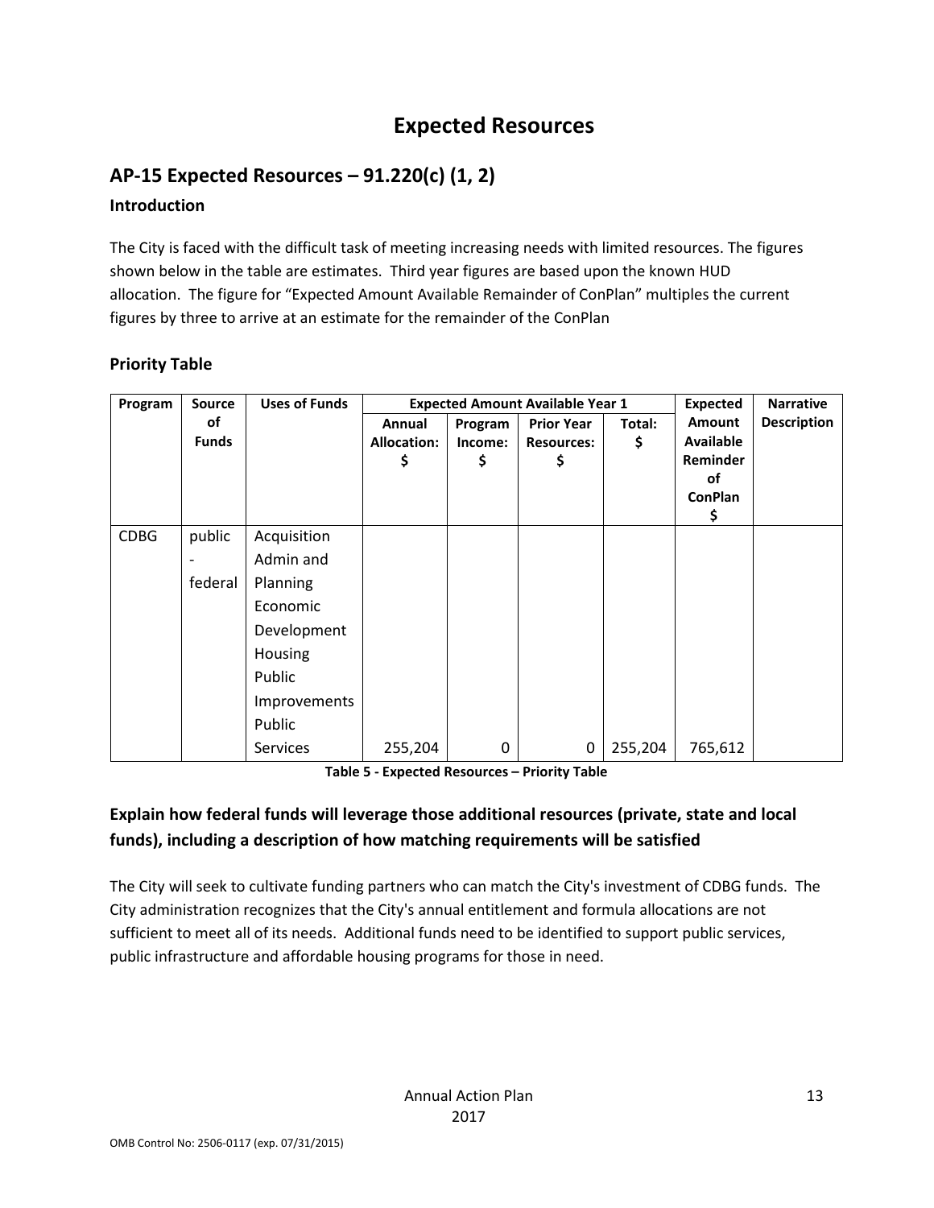# Expected Resources

## AP-15 Expected Resources – 91.220(c) (1, 2)

### Introduction

The City is faced with the difficult task of meeting increasing needs with limited resources. The figures shown below in the table are estimates. Third year figures are based upon the known HUD allocation. The figure for "Expected Amount Available Remainder of ConPlan" multiples the current figures by three to arrive at an estimate for the remainder of the ConPlan

### Priority Table

| Program | Source of Funds | Uses of Funds | Expected Amount Available Year 1 | | | | Expected Amount Available Reminder of ConPlan $ | Narrative Description |
|---|---|---|---|---|---|---|---|---|
| | | | Annual Allocation: $ | Program Income: $ | Prior Year Resources: $ | Total: $ | | |
| CDBG | public - federal | Acquisition<br>Admin and Planning<br>Economic Development<br>Housing<br>Public Improvements<br>Public Services | 255,204 | 0 | 0 | 255,204 | 765,612 | |

**Table 5 - Expected Resources – Priority Table**

### Explain how federal funds will leverage those additional resources (private, state and local funds), including a description of how matching requirements will be satisfied

The City will seek to cultivate funding partners who can match the City's investment of CDBG funds. The City administration recognizes that the City's annual entitlement and formula allocations are not sufficient to meet all of its needs. Additional funds need to be identified to support public services, public infrastructure and affordable housing programs for those in need.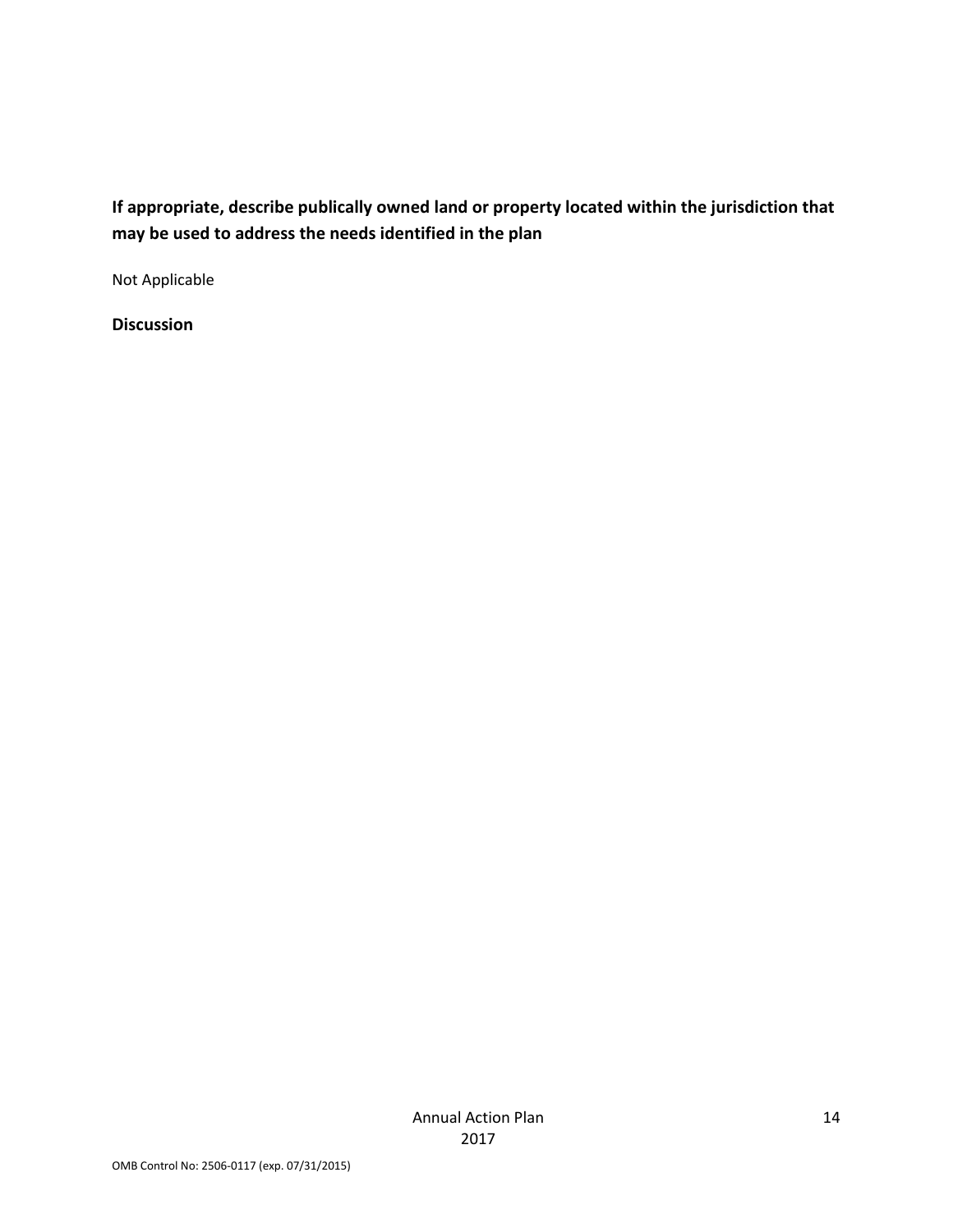**If appropriate, describe publically owned land or property located within the jurisdiction that may be used to address the needs identified in the plan**

Not Applicable

**Discussion**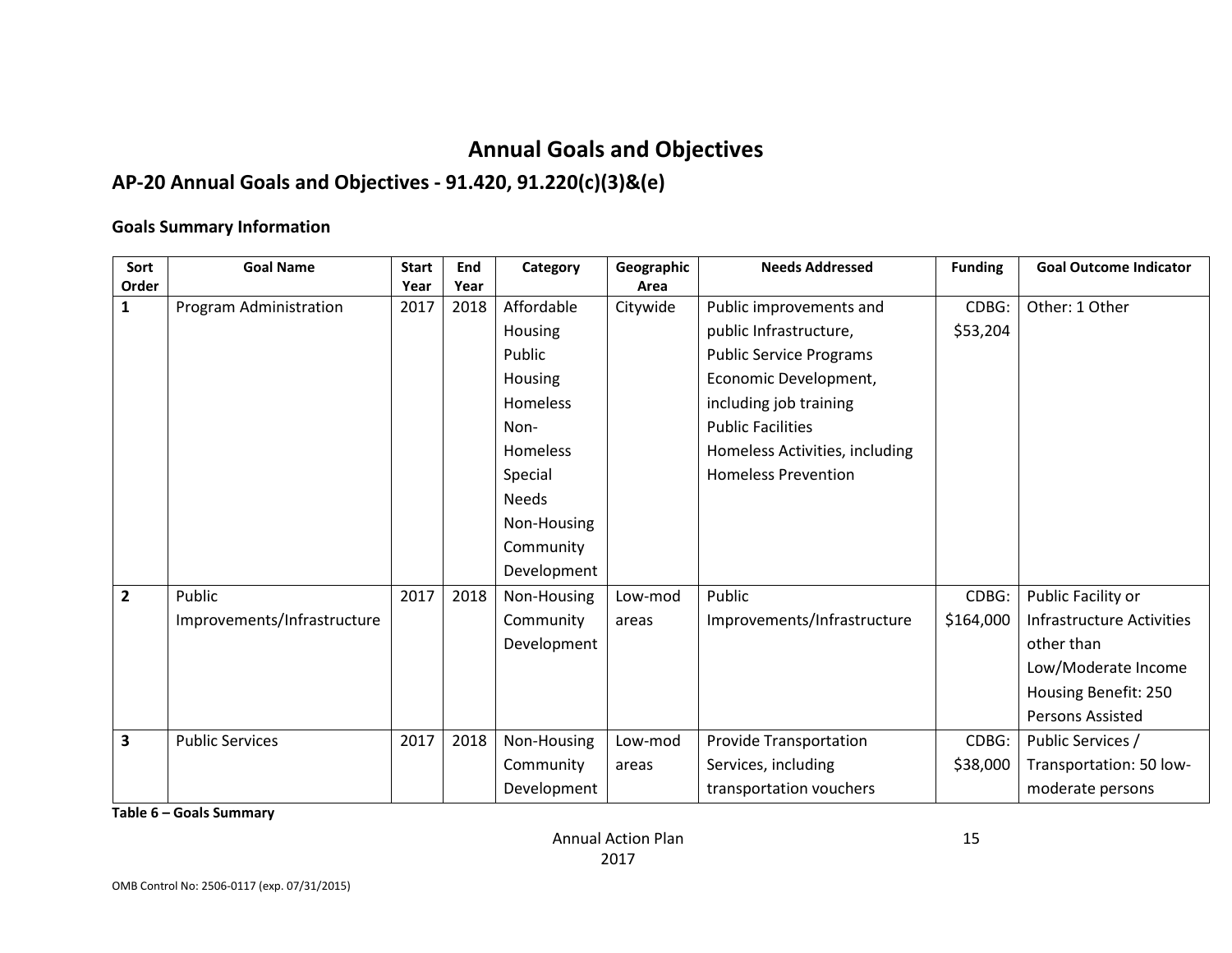# Annual Goals and Objectives

## AP-20 Annual Goals and Objectives - 91.420, 91.220(c)(3)&(e)

### Goals Summary Information

| Sort Order | Goal Name | Start Year | End Year | Category | Geographic Area | Needs Addressed | Funding | Goal Outcome Indicator |
|---|---|---|---|---|---|---|---|---|
| 1 | Program Administration | 2017 | 2018 | Affordable Housing<br>Public Housing<br>Homeless<br>Non-Homeless Special Needs<br>Non-Housing Community Development | Citywide | Public improvements and public Infrastructure,<br>Public Service Programs<br>Economic Development, including job training<br>Public Facilities<br>Homeless Activities, including Homeless Prevention | CDBG: $53,204 | Other: 1 Other |
| 2 | Public Improvements/Infrastructure | 2017 | 2018 | Non-Housing Community Development | Low-mod areas | Public Improvements/Infrastructure | CDBG: $164,000 | Public Facility or Infrastructure Activities other than Low/Moderate Income Housing Benefit: 250 Persons Assisted |
| 3 | Public Services | 2017 | 2018 | Non-Housing Community Development | Low-mod areas | Provide Transportation Services, including transportation vouchers | CDBG: $38,000 | Public Services / Transportation: 50 low-moderate persons |

**Table 6 – Goals Summary**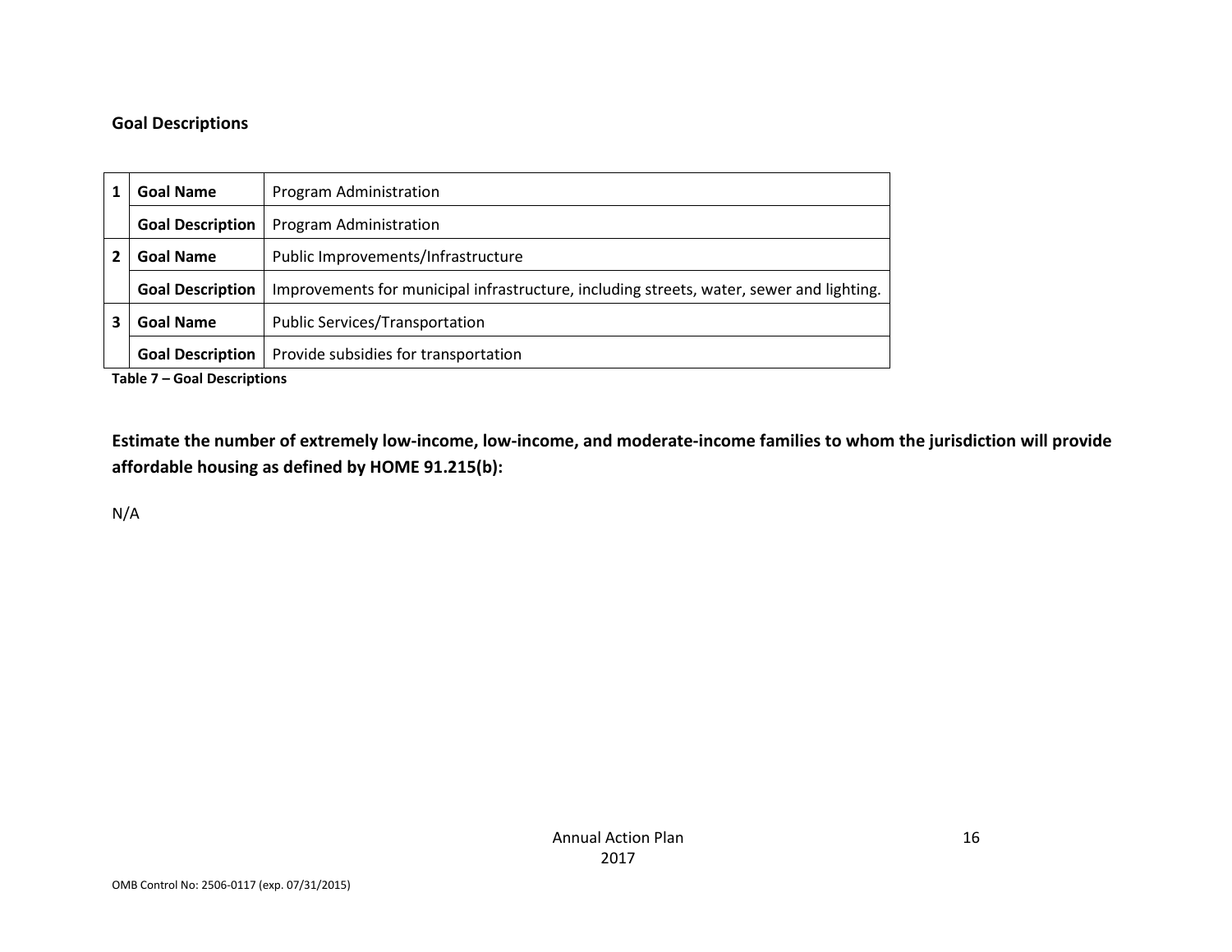### Goal Descriptions

| # | | |
|---|---|---|
| 1 | **Goal Name** | Program Administration |
| | **Goal Description** | Program Administration |
| 2 | **Goal Name** | Public Improvements/Infrastructure |
| | **Goal Description** | Improvements for municipal infrastructure, including streets, water, sewer and lighting. |
| 3 | **Goal Name** | Public Services/Transportation |
| | **Goal Description** | Provide subsidies for transportation |

**Table 7 – Goal Descriptions**

**Estimate the number of extremely low-income, low-income, and moderate-income families to whom the jurisdiction will provide affordable housing as defined by HOME 91.215(b):**

N/A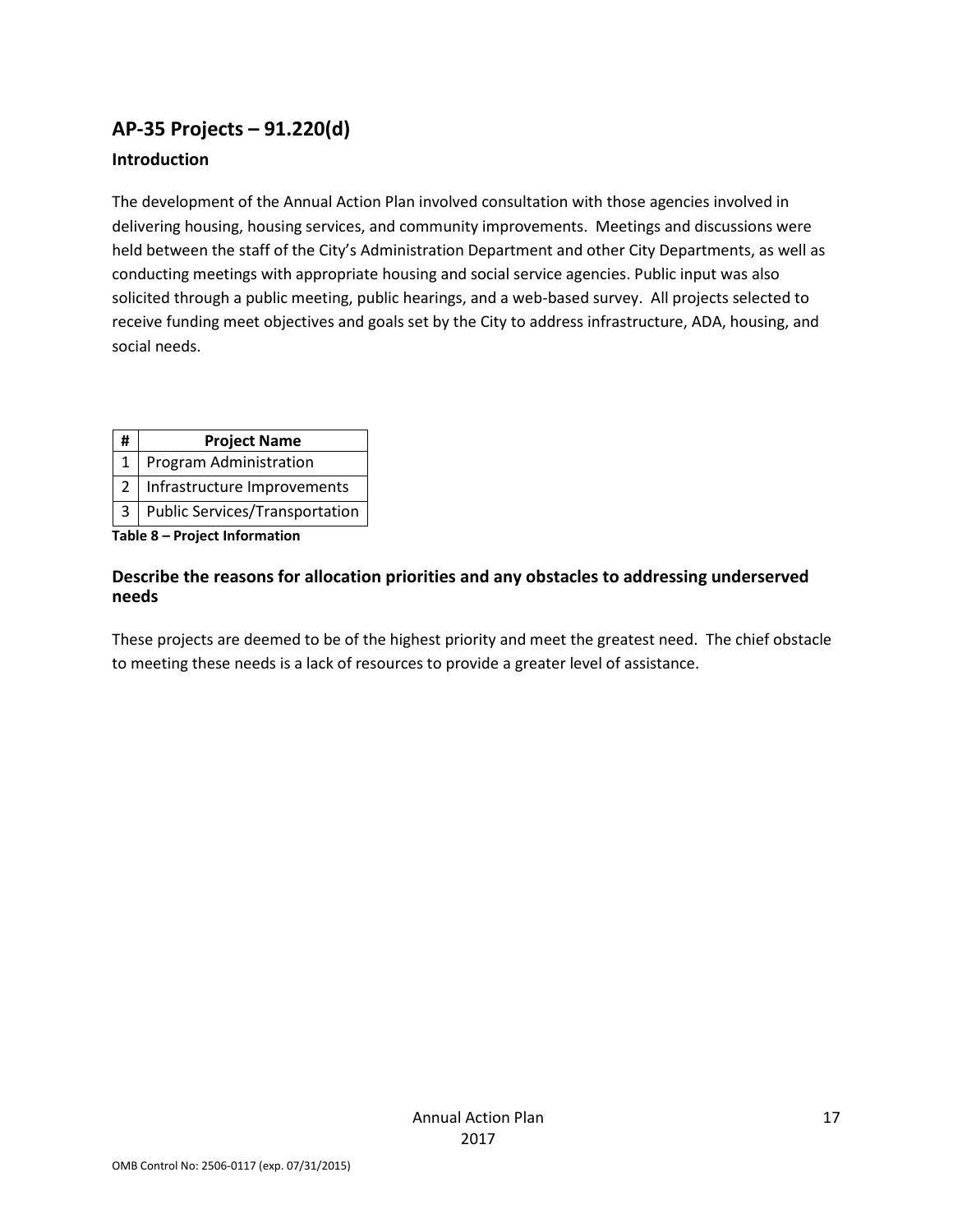## AP-35 Projects – 91.220(d)

### Introduction

The development of the Annual Action Plan involved consultation with those agencies involved in delivering housing, housing services, and community improvements. Meetings and discussions were held between the staff of the City's Administration Department and other City Departments, as well as conducting meetings with appropriate housing and social service agencies. Public input was also solicited through a public meeting, public hearings, and a web-based survey. All projects selected to receive funding meet objectives and goals set by the City to address infrastructure, ADA, housing, and social needs.

| # | Project Name |
|---|---|
| 1 | Program Administration |
| 2 | Infrastructure Improvements |
| 3 | Public Services/Transportation |

**Table 8 – Project Information**

### Describe the reasons for allocation priorities and any obstacles to addressing underserved needs

These projects are deemed to be of the highest priority and meet the greatest need. The chief obstacle to meeting these needs is a lack of resources to provide a greater level of assistance.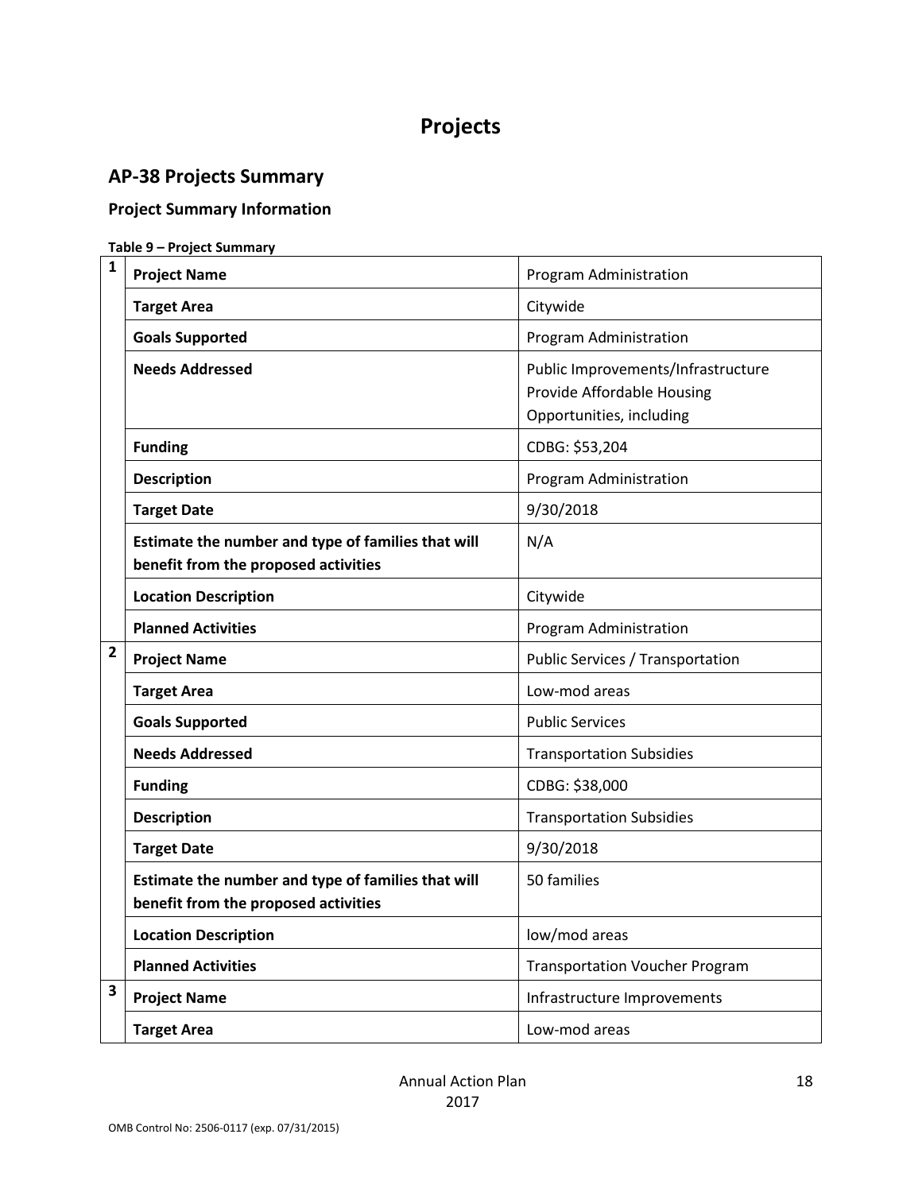# Projects

## AP-38 Projects Summary

### Project Summary Information

**Table 9 – Project Summary**

| # | Field | Value |
|---|---|---|
| 1 | **Project Name** | Program Administration |
| | **Target Area** | Citywide |
| | **Goals Supported** | Program Administration |
| | **Needs Addressed** | Public Improvements/Infrastructure<br>Provide Affordable Housing Opportunities, including |
| | **Funding** | CDBG: $53,204 |
| | **Description** | Program Administration |
| | **Target Date** | 9/30/2018 |
| | **Estimate the number and type of families that will benefit from the proposed activities** | N/A |
| | **Location Description** | Citywide |
| | **Planned Activities** | Program Administration |
| 2 | **Project Name** | Public Services / Transportation |
| | **Target Area** | Low-mod areas |
| | **Goals Supported** | Public Services |
| | **Needs Addressed** | Transportation Subsidies |
| | **Funding** | CDBG: $38,000 |
| | **Description** | Transportation Subsidies |
| | **Target Date** | 9/30/2018 |
| | **Estimate the number and type of families that will benefit from the proposed activities** | 50 families |
| | **Location Description** | low/mod areas |
| | **Planned Activities** | Transportation Voucher Program |
| 3 | **Project Name** | Infrastructure Improvements |
| | **Target Area** | Low-mod areas |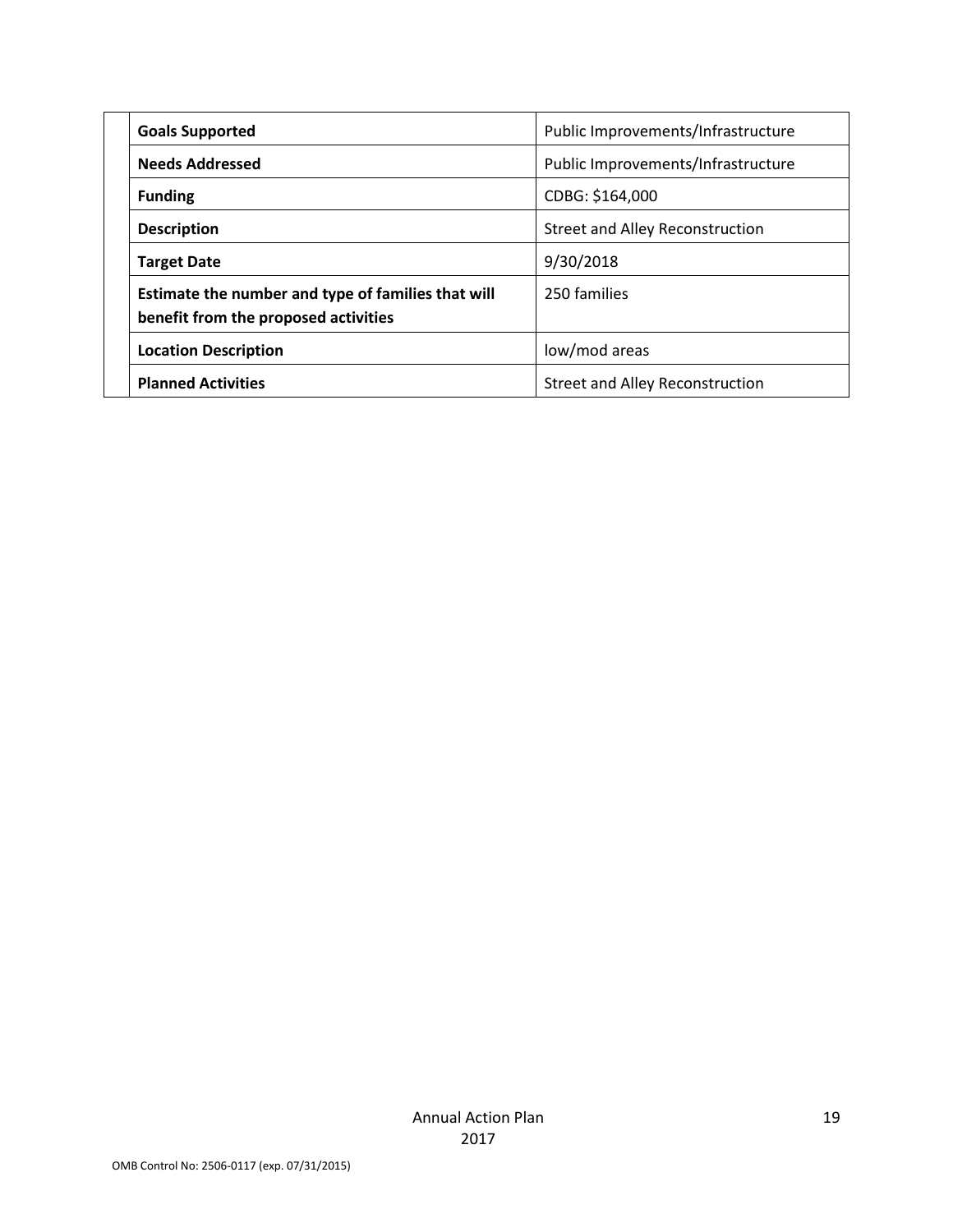| | |
|---|---|
| **Goals Supported** | Public Improvements/Infrastructure |
| **Needs Addressed** | Public Improvements/Infrastructure |
| **Funding** | CDBG: $164,000 |
| **Description** | Street and Alley Reconstruction |
| **Target Date** | 9/30/2018 |
| **Estimate the number and type of families that will benefit from the proposed activities** | 250 families |
| **Location Description** | low/mod areas |
| **Planned Activities** | Street and Alley Reconstruction |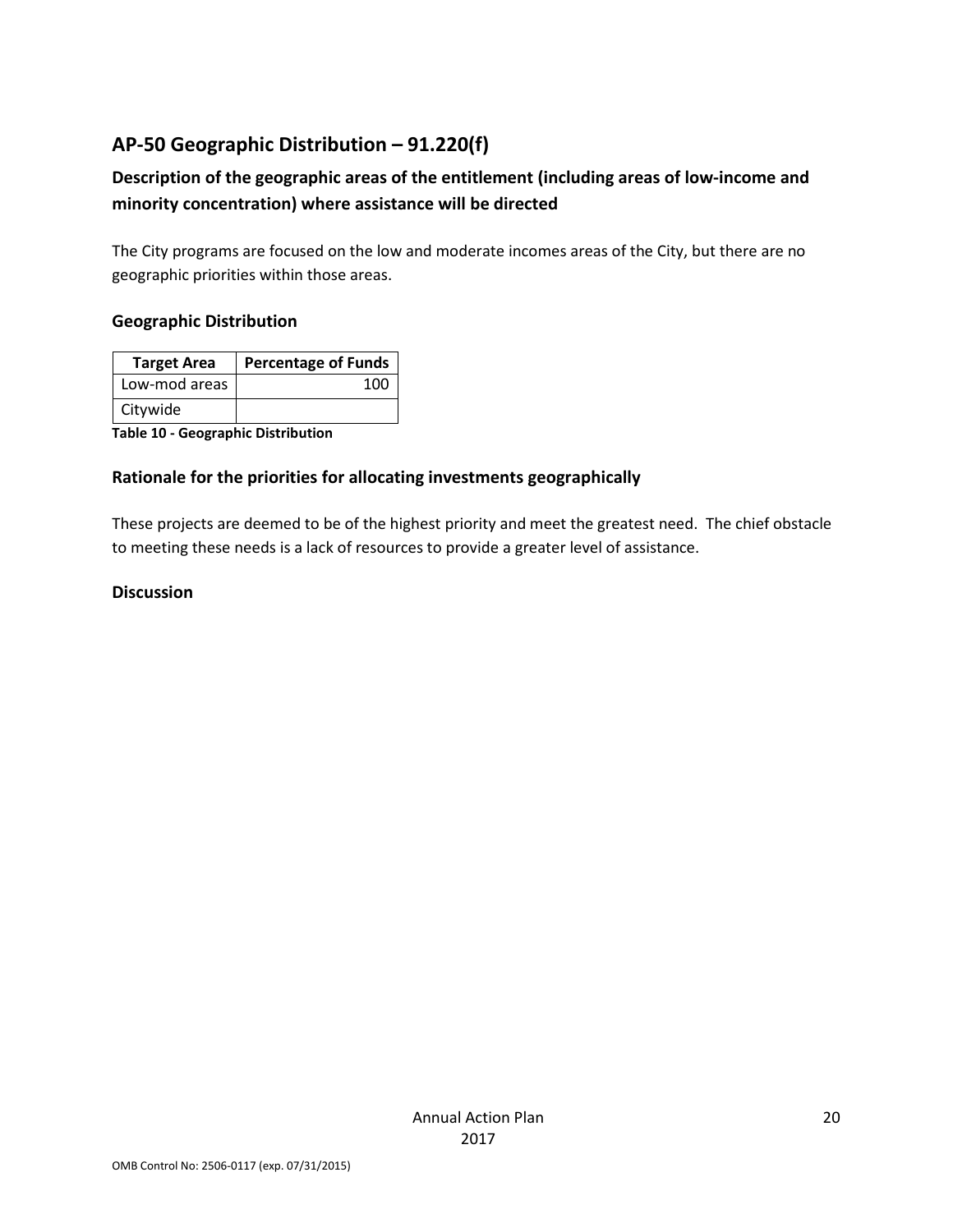## AP-50 Geographic Distribution – 91.220(f)

### Description of the geographic areas of the entitlement (including areas of low-income and minority concentration) where assistance will be directed

The City programs are focused on the low and moderate incomes areas of the City, but there are no geographic priorities within those areas.

### Geographic Distribution

| Target Area | Percentage of Funds |
| --- | --- |
| Low-mod areas | 100 |
| Citywide | |

**Table 10 - Geographic Distribution**

### Rationale for the priorities for allocating investments geographically

These projects are deemed to be of the highest priority and meet the greatest need. The chief obstacle to meeting these needs is a lack of resources to provide a greater level of assistance.

### Discussion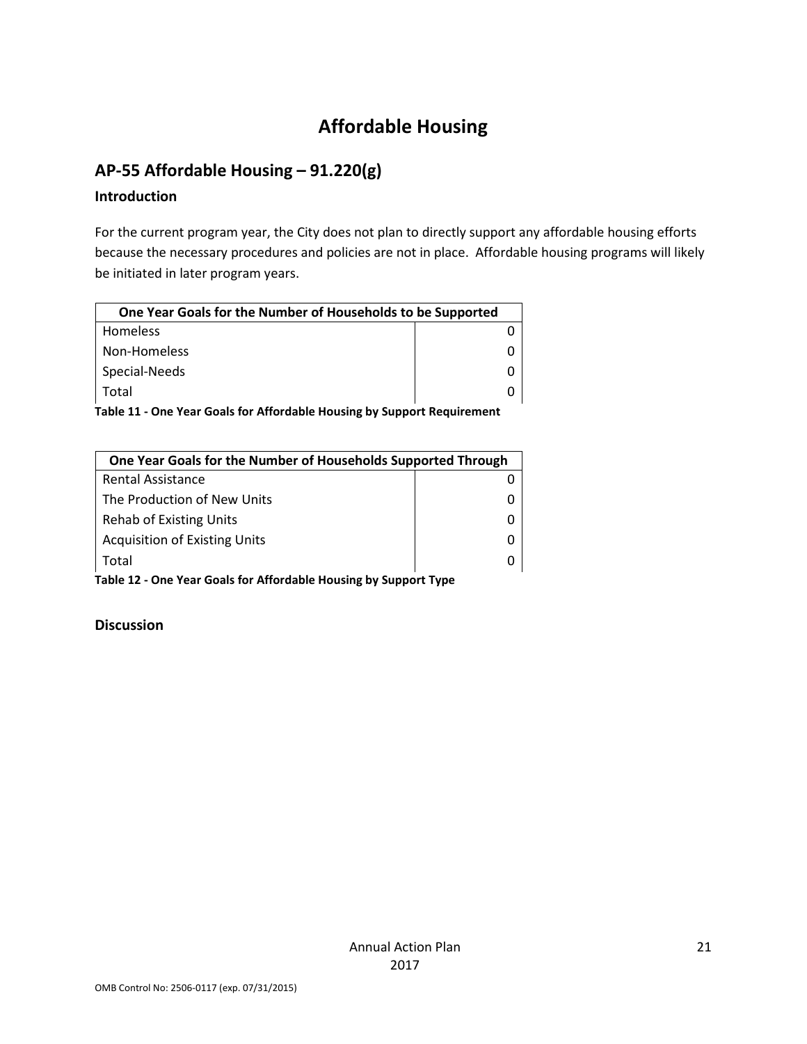# Affordable Housing

## AP-55 Affordable Housing – 91.220(g)

### Introduction

For the current program year, the City does not plan to directly support any affordable housing efforts because the necessary procedures and policies are not in place. Affordable housing programs will likely be initiated in later program years.

| One Year Goals for the Number of Households to be Supported | |
|---|---|
| Homeless | 0 |
| Non-Homeless | 0 |
| Special-Needs | 0 |
| Total | 0 |

**Table 11 - One Year Goals for Affordable Housing by Support Requirement**

| One Year Goals for the Number of Households Supported Through | |
|---|---|
| Rental Assistance | 0 |
| The Production of New Units | 0 |
| Rehab of Existing Units | 0 |
| Acquisition of Existing Units | 0 |
| Total | 0 |

**Table 12 - One Year Goals for Affordable Housing by Support Type**

### Discussion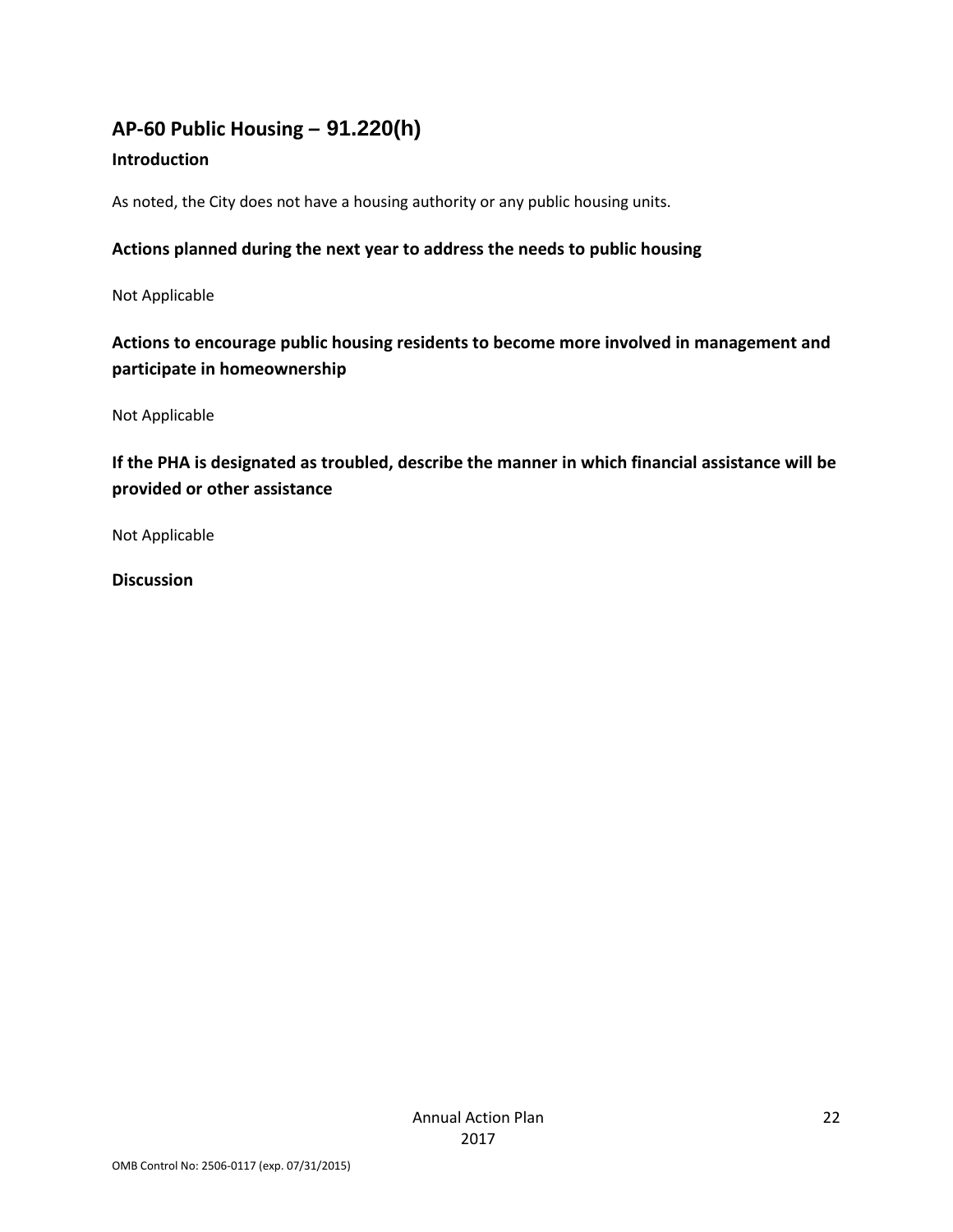## AP-60 Public Housing – 91.220(h)

### Introduction

As noted, the City does not have a housing authority or any public housing units.

### Actions planned during the next year to address the needs to public housing

Not Applicable

### Actions to encourage public housing residents to become more involved in management and participate in homeownership

Not Applicable

### If the PHA is designated as troubled, describe the manner in which financial assistance will be provided or other assistance

Not Applicable

### Discussion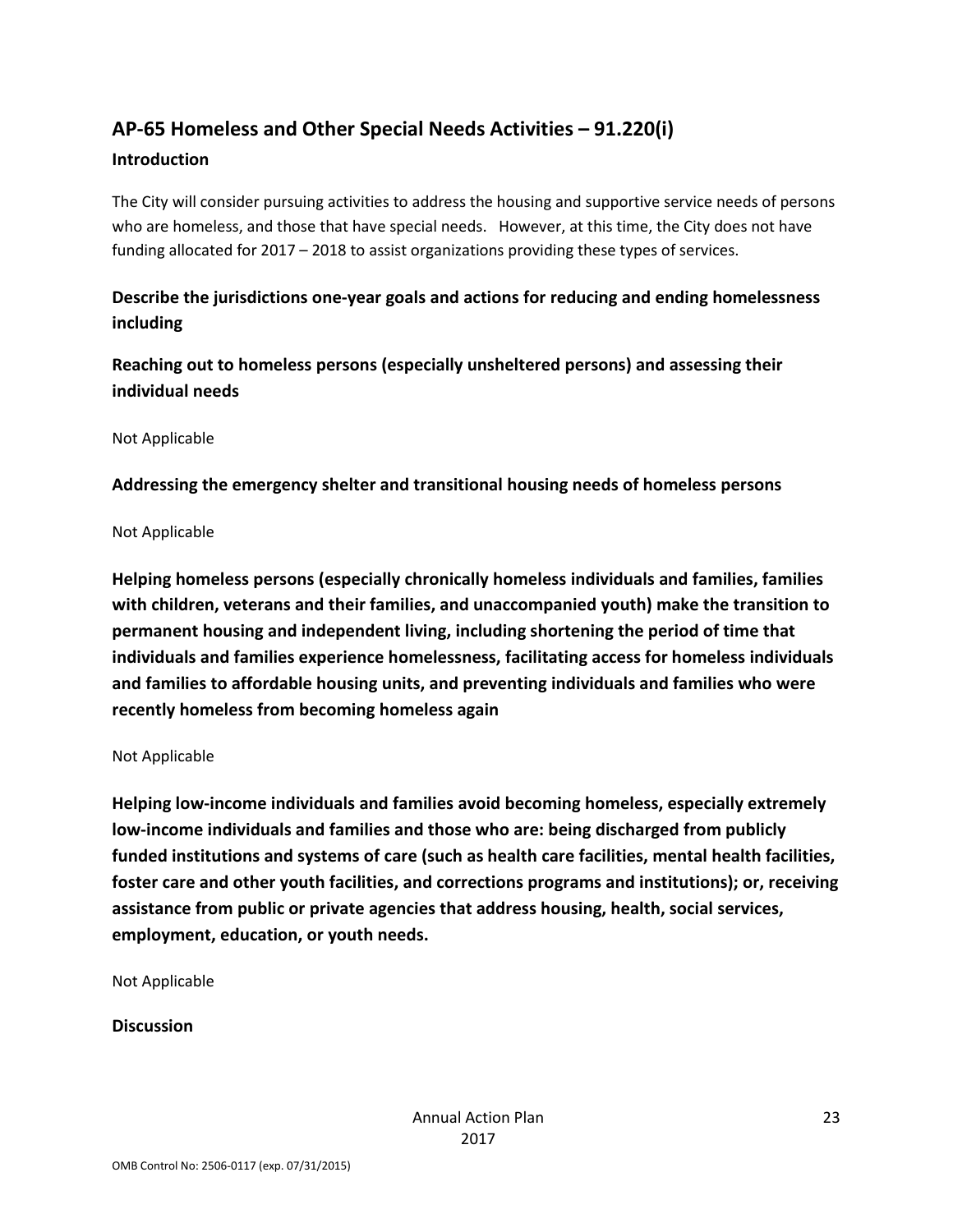## AP-65 Homeless and Other Special Needs Activities – 91.220(i)

### Introduction

The City will consider pursuing activities to address the housing and supportive service needs of persons who are homeless, and those that have special needs. However, at this time, the City does not have funding allocated for 2017 – 2018 to assist organizations providing these types of services.

**Describe the jurisdictions one-year goals and actions for reducing and ending homelessness including**

**Reaching out to homeless persons (especially unsheltered persons) and assessing their individual needs**

Not Applicable

**Addressing the emergency shelter and transitional housing needs of homeless persons**

Not Applicable

**Helping homeless persons (especially chronically homeless individuals and families, families with children, veterans and their families, and unaccompanied youth) make the transition to permanent housing and independent living, including shortening the period of time that individuals and families experience homelessness, facilitating access for homeless individuals and families to affordable housing units, and preventing individuals and families who were recently homeless from becoming homeless again**

Not Applicable

**Helping low-income individuals and families avoid becoming homeless, especially extremely low-income individuals and families and those who are: being discharged from publicly funded institutions and systems of care (such as health care facilities, mental health facilities, foster care and other youth facilities, and corrections programs and institutions); or, receiving assistance from public or private agencies that address housing, health, social services, employment, education, or youth needs.**

Not Applicable

**Discussion**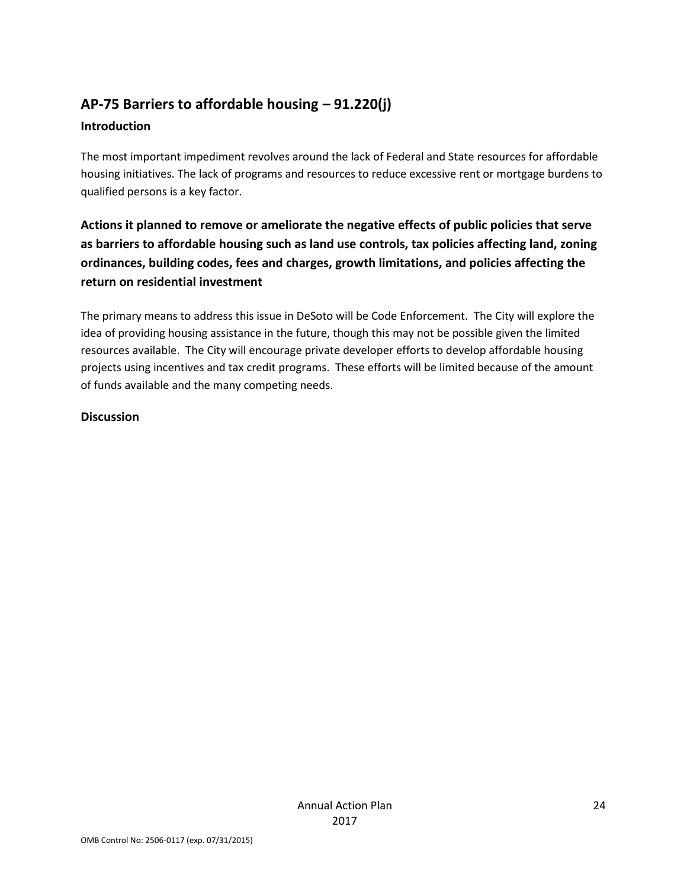## AP-75 Barriers to affordable housing – 91.220(j)

### Introduction

The most important impediment revolves around the lack of Federal and State resources for affordable housing initiatives. The lack of programs and resources to reduce excessive rent or mortgage burdens to qualified persons is a key factor.

### Actions it planned to remove or ameliorate the negative effects of public policies that serve as barriers to affordable housing such as land use controls, tax policies affecting land, zoning ordinances, building codes, fees and charges, growth limitations, and policies affecting the return on residential investment

The primary means to address this issue in DeSoto will be Code Enforcement. The City will explore the idea of providing housing assistance in the future, though this may not be possible given the limited resources available. The City will encourage private developer efforts to develop affordable housing projects using incentives and tax credit programs. These efforts will be limited because of the amount of funds available and the many competing needs.

### Discussion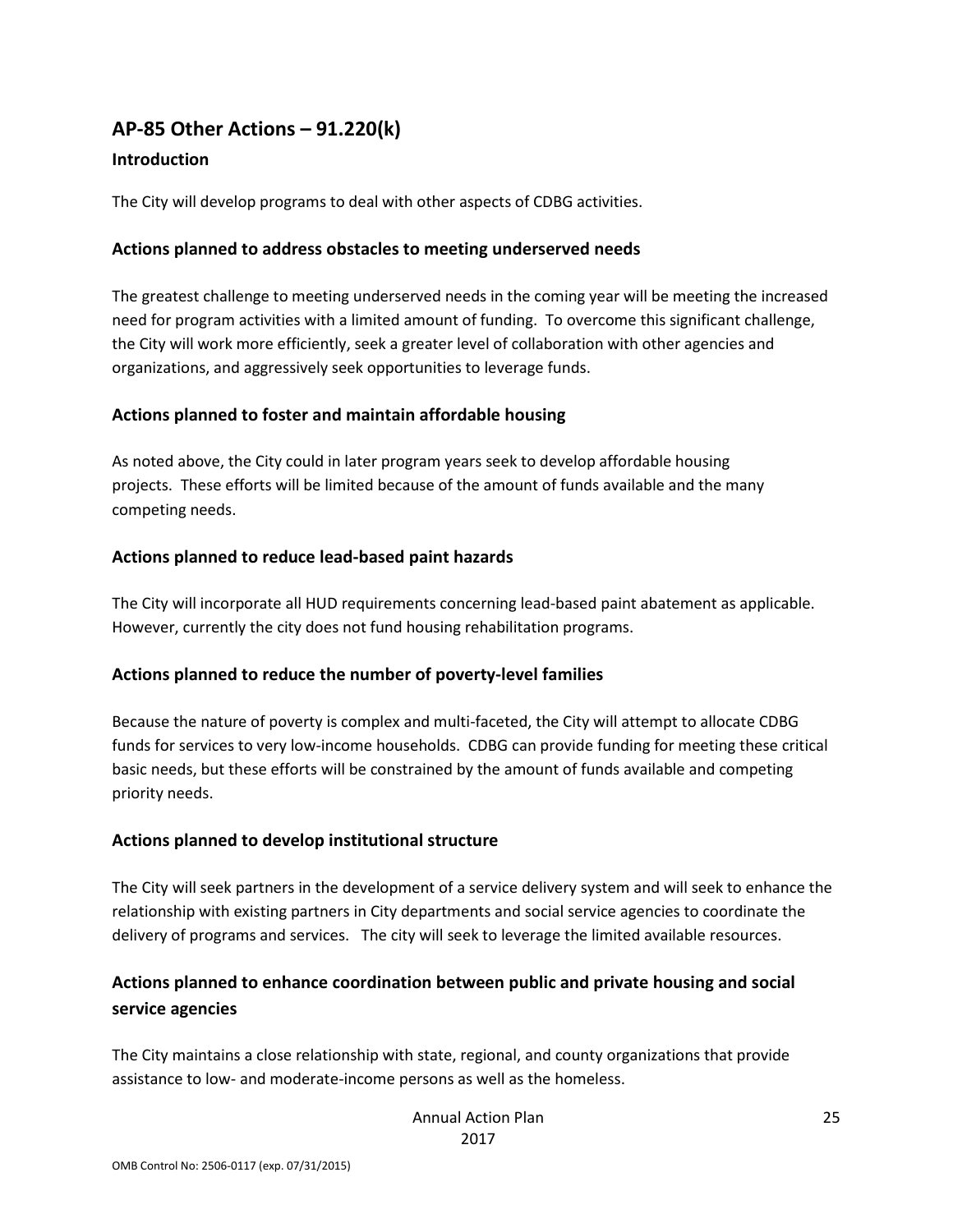## AP-85 Other Actions – 91.220(k)

### Introduction

The City will develop programs to deal with other aspects of CDBG activities.

### Actions planned to address obstacles to meeting underserved needs

The greatest challenge to meeting underserved needs in the coming year will be meeting the increased need for program activities with a limited amount of funding. To overcome this significant challenge, the City will work more efficiently, seek a greater level of collaboration with other agencies and organizations, and aggressively seek opportunities to leverage funds.

### Actions planned to foster and maintain affordable housing

As noted above, the City could in later program years seek to develop affordable housing projects. These efforts will be limited because of the amount of funds available and the many competing needs.

### Actions planned to reduce lead-based paint hazards

The City will incorporate all HUD requirements concerning lead-based paint abatement as applicable. However, currently the city does not fund housing rehabilitation programs.

### Actions planned to reduce the number of poverty-level families

Because the nature of poverty is complex and multi-faceted, the City will attempt to allocate CDBG funds for services to very low-income households. CDBG can provide funding for meeting these critical basic needs, but these efforts will be constrained by the amount of funds available and competing priority needs.

### Actions planned to develop institutional structure

The City will seek partners in the development of a service delivery system and will seek to enhance the relationship with existing partners in City departments and social service agencies to coordinate the delivery of programs and services. The city will seek to leverage the limited available resources.

### Actions planned to enhance coordination between public and private housing and social service agencies

The City maintains a close relationship with state, regional, and county organizations that provide assistance to low- and moderate-income persons as well as the homeless.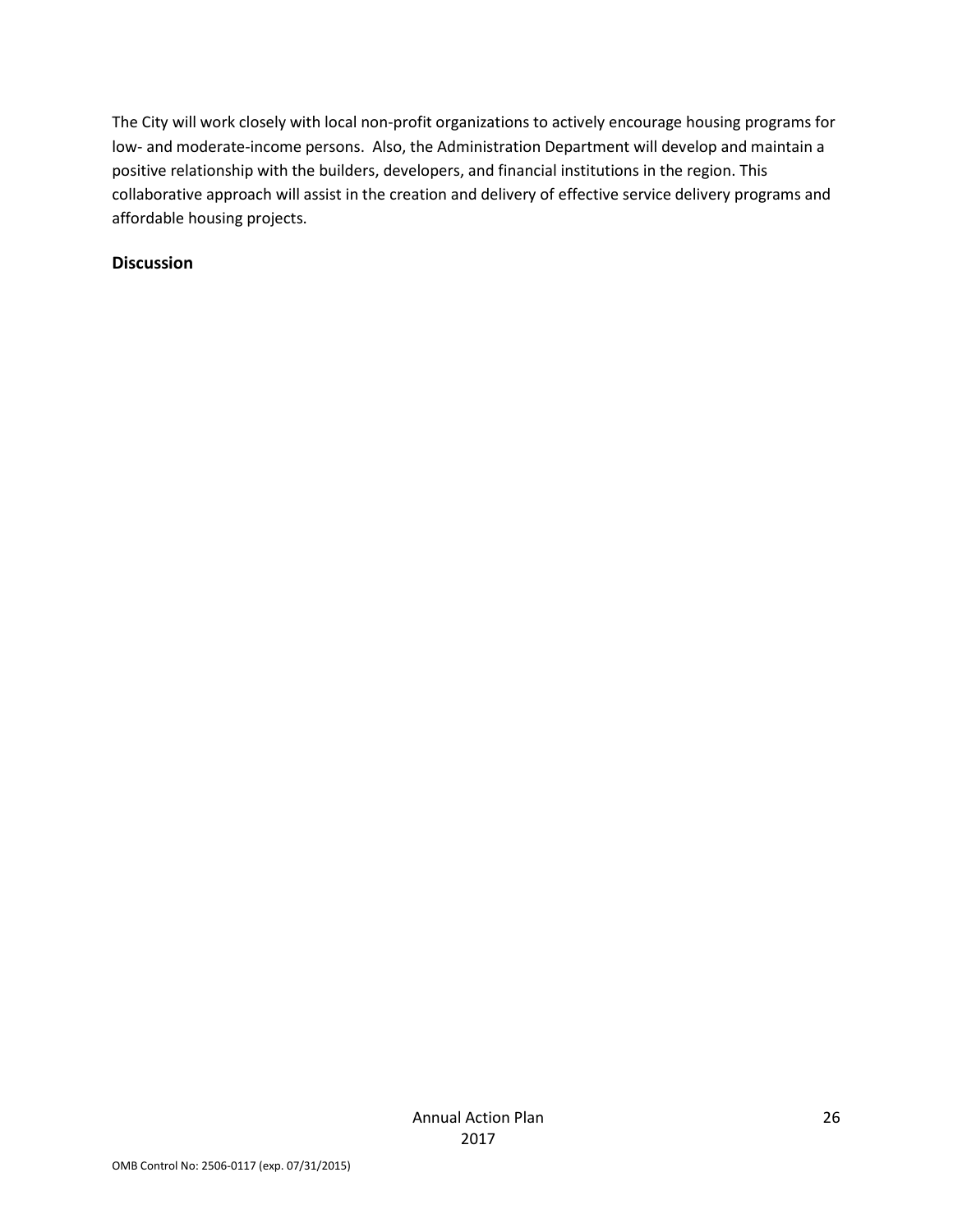The City will work closely with local non-profit organizations to actively encourage housing programs for low- and moderate-income persons. Also, the Administration Department will develop and maintain a positive relationship with the builders, developers, and financial institutions in the region. This collaborative approach will assist in the creation and delivery of effective service delivery programs and affordable housing projects.

## Discussion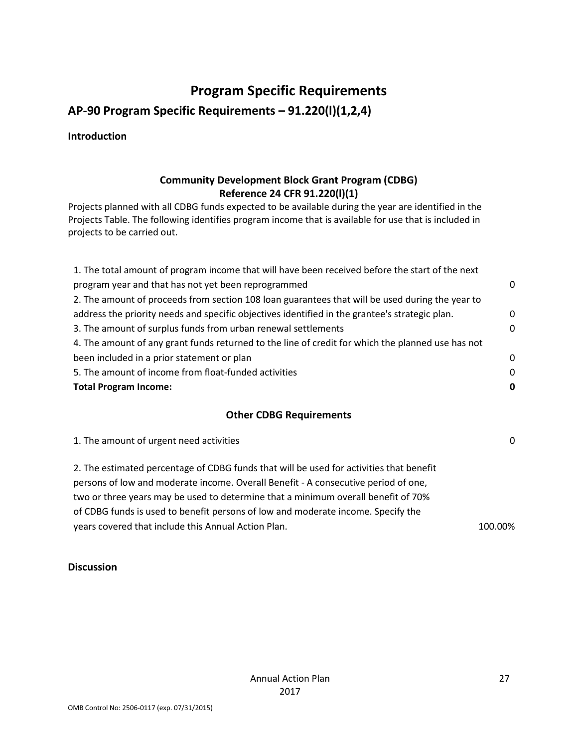# Program Specific Requirements

## AP-90 Program Specific Requirements – 91.220(l)(1,2,4)

**Introduction**

### Community Development Block Grant Program (CDBG)
### Reference 24 CFR 91.220(l)(1)

Projects planned with all CDBG funds expected to be available during the year are identified in the Projects Table. The following identifies program income that is available for use that is included in projects to be carried out.

| | |
|---|---|
| 1. The total amount of program income that will have been received before the start of the next program year and that has not yet been reprogrammed | 0 |
| 2. The amount of proceeds from section 108 loan guarantees that will be used during the year to address the priority needs and specific objectives identified in the grantee's strategic plan. | 0 |
| 3. The amount of surplus funds from urban renewal settlements | 0 |
| 4. The amount of any grant funds returned to the line of credit for which the planned use has not been included in a prior statement or plan | 0 |
| 5. The amount of income from float-funded activities | 0 |
| **Total Program Income:** | **0** |

### Other CDBG Requirements

| | |
|---|---|
| 1. The amount of urgent need activities | 0 |
| 2. The estimated percentage of CDBG funds that will be used for activities that benefit persons of low and moderate income. Overall Benefit - A consecutive period of one, two or three years may be used to determine that a minimum overall benefit of 70% of CDBG funds is used to benefit persons of low and moderate income. Specify the years covered that include this Annual Action Plan. | 100.00% |

**Discussion**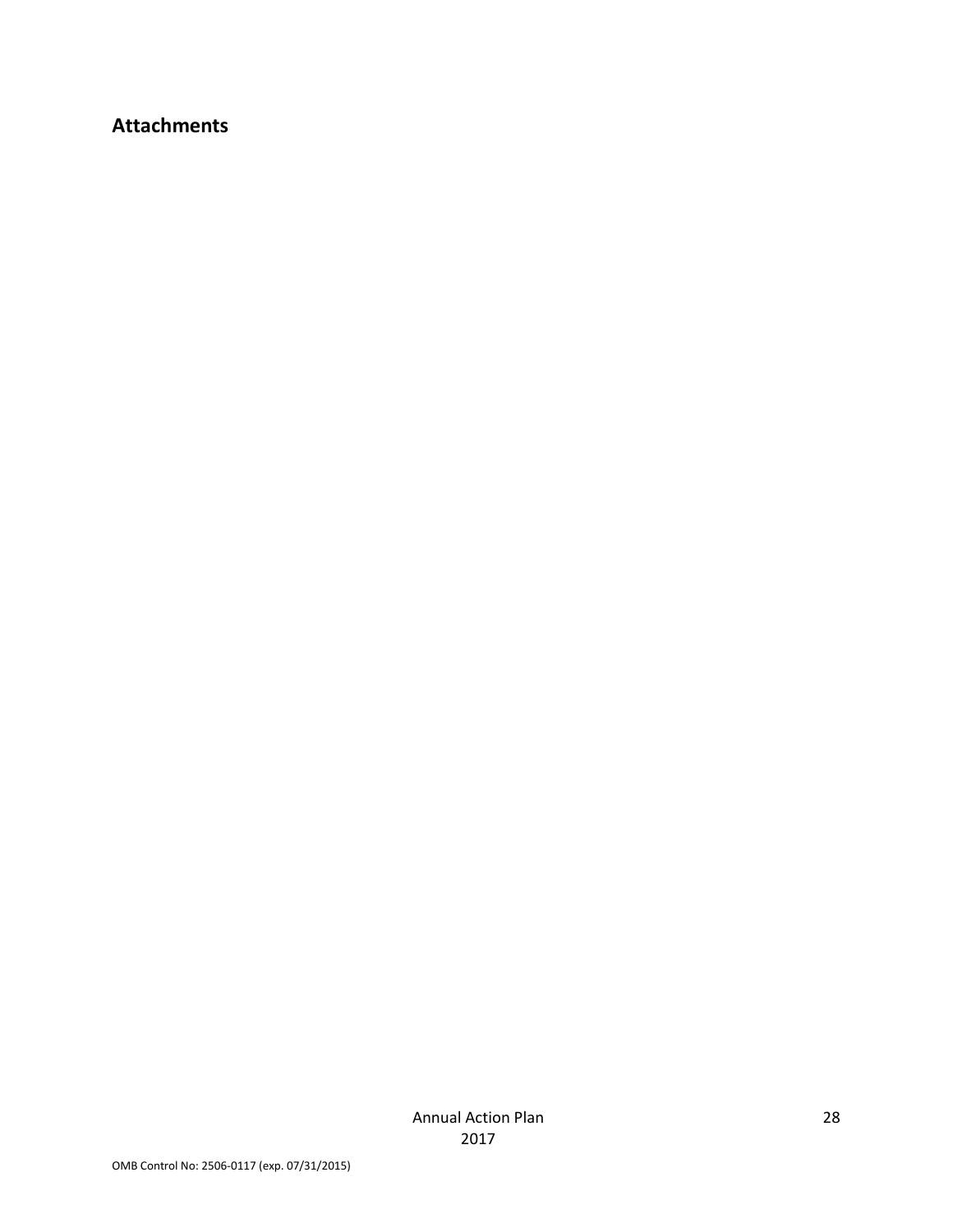## Attachments